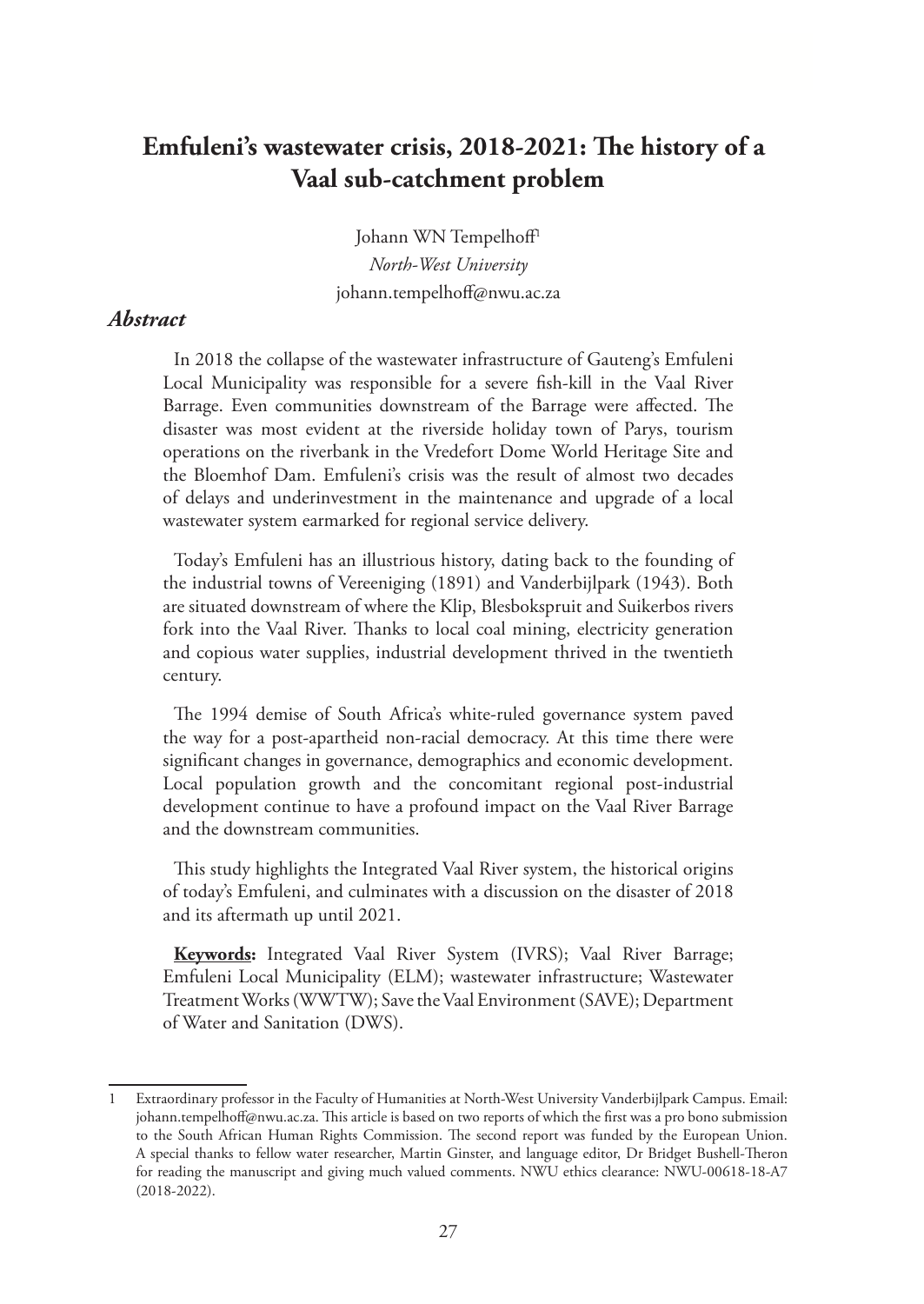# Emfuleni's wastewater crisis, 2018-2021: The history of a Vaal sub-catchment problem

Johann WN Tempelhoff[1]

*North-West University*

johann.tempelhoff@nwu.ac.za

## *Abstract*

In 2018 the collapse of the wastewater infrastructure of Gauteng's Emfuleni Local Municipality was responsible for a severe fish-kill in the Vaal River Barrage. Even communities downstream of the Barrage were affected. The disaster was most evident at the riverside holiday town of Parys, tourism operations on the riverbank in the Vredefort Dome World Heritage Site and the Bloemhof Dam. Emfuleni's crisis was the result of almost two decades of delays and underinvestment in the maintenance and upgrade of a local wastewater system earmarked for regional service delivery.

Today's Emfuleni has an illustrious history, dating back to the founding of the industrial towns of Vereeniging (1891) and Vanderbijlpark (1943). Both are situated downstream of where the Klip, Blesbokspruit and Suikerbos rivers fork into the Vaal River. Thanks to local coal mining, electricity generation and copious water supplies, industrial development thrived in the twentieth century.

The 1994 demise of South Africa's white-ruled governance system paved the way for a post-apartheid non-racial democracy. At this time there were significant changes in governance, demographics and economic development. Local population growth and the concomitant regional post-industrial development continue to have a profound impact on the Vaal River Barrage and the downstream communities.

This study highlights the Integrated Vaal River system, the historical origins of today's Emfuleni, and culminates with a discussion on the disaster of 2018 and its aftermath up until 2021.

**Keywords:** Integrated Vaal River System (IVRS); Vaal River Barrage; Emfuleni Local Municipality (ELM); wastewater infrastructure; Wastewater Treatment Works (WWTW); Save the Vaal Environment (SAVE); Department of Water and Sanitation (DWS).

---

1 Extraordinary professor in the Faculty of Humanities at North-West University Vanderbijlpark Campus. Email: johann.tempelhoff@nwu.ac.za. This article is based on two reports of which the first was a pro bono submission to the South African Human Rights Commission. The second report was funded by the European Union. A special thanks to fellow water researcher, Martin Ginster, and language editor, Dr Bridget Bushell-Theron for reading the manuscript and giving much valued comments. NWU ethics clearance: NWU-00618-18-A7 (2018-2022).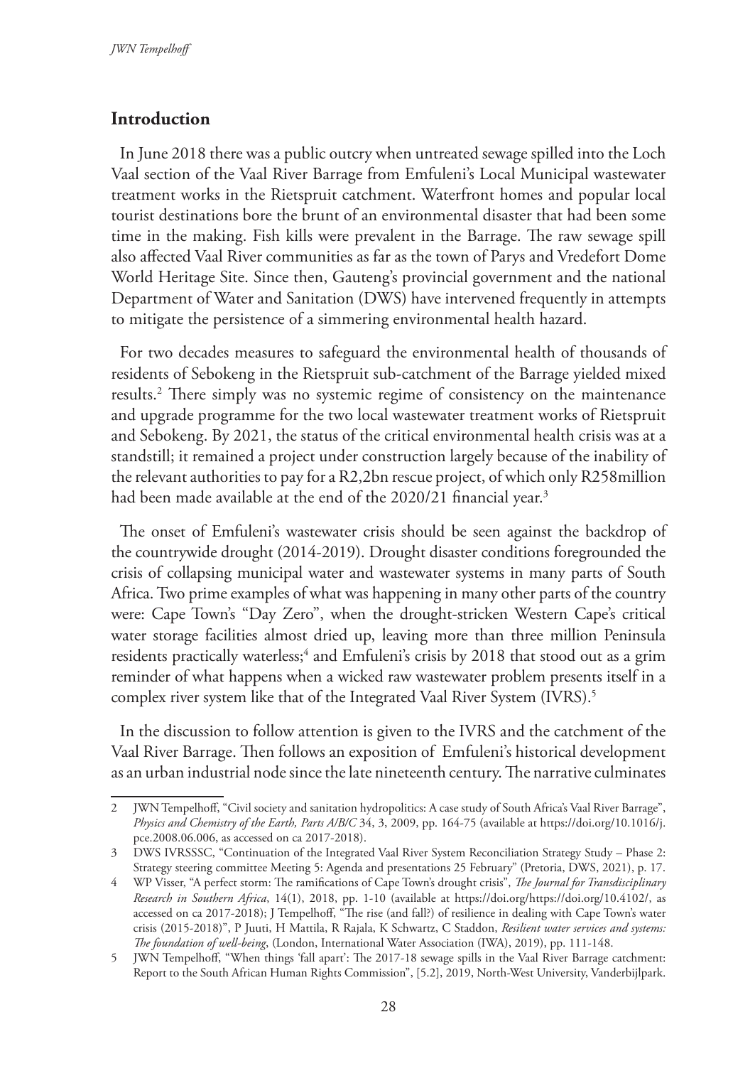## Introduction

In June 2018 there was a public outcry when untreated sewage spilled into the Loch Vaal section of the Vaal River Barrage from Emfuleni's Local Municipal wastewater treatment works in the Rietspruit catchment. Waterfront homes and popular local tourist destinations bore the brunt of an environmental disaster that had been some time in the making. Fish kills were prevalent in the Barrage. The raw sewage spill also affected Vaal River communities as far as the town of Parys and Vredefort Dome World Heritage Site. Since then, Gauteng's provincial government and the national Department of Water and Sanitation (DWS) have intervened frequently in attempts to mitigate the persistence of a simmering environmental health hazard.

For two decades measures to safeguard the environmental health of thousands of residents of Sebokeng in the Rietspruit sub-catchment of the Barrage yielded mixed results.[2] There simply was no systemic regime of consistency on the maintenance and upgrade programme for the two local wastewater treatment works of Rietspruit and Sebokeng. By 2021, the status of the critical environmental health crisis was at a standstill; it remained a project under construction largely because of the inability of the relevant authorities to pay for a R2,2bn rescue project, of which only R258million had been made available at the end of the 2020/21 financial year.[3]

The onset of Emfuleni's wastewater crisis should be seen against the backdrop of the countrywide drought (2014-2019). Drought disaster conditions foregrounded the crisis of collapsing municipal water and wastewater systems in many parts of South Africa. Two prime examples of what was happening in many other parts of the country were: Cape Town's "Day Zero", when the drought-stricken Western Cape's critical water storage facilities almost dried up, leaving more than three million Peninsula residents practically waterless;[4] and Emfuleni's crisis by 2018 that stood out as a grim reminder of what happens when a wicked raw wastewater problem presents itself in a complex river system like that of the Integrated Vaal River System (IVRS).[5]

In the discussion to follow attention is given to the IVRS and the catchment of the Vaal River Barrage. Then follows an exposition of Emfuleni's historical development as an urban industrial node since the late nineteenth century. The narrative culminates

---

2 JWN Tempelhoff, "Civil society and sanitation hydropolitics: A case study of South Africa's Vaal River Barrage", *Physics and Chemistry of the Earth, Parts A/B/C* 34, 3, 2009, pp. 164-75 (available at https://doi.org/10.1016/j.pce.2008.06.006, as accessed on ca 2017-2018).

3 DWS IVRSSSC, "Continuation of the Integrated Vaal River System Reconciliation Strategy Study – Phase 2: Strategy steering committee Meeting 5: Agenda and presentations 25 February" (Pretoria, DWS, 2021), p. 17.

4 WP Visser, "A perfect storm: The ramifications of Cape Town's drought crisis", *The Journal for Transdisciplinary Research in Southern Africa*, 14(1), 2018, pp. 1-10 (available at https://doi.org/https://doi.org/10.4102/, as accessed on ca 2017-2018); J Tempelhoff, "The rise (and fall?) of resilience in dealing with Cape Town's water crisis (2015-2018)", P Juuti, H Mattila, R Rajala, K Schwartz, C Staddon, *Resilient water services and systems: The foundation of well-being*, (London, International Water Association (IWA), 2019), pp. 111-148.

5 JWN Tempelhoff, "When things 'fall apart': The 2017-18 sewage spills in the Vaal River Barrage catchment: Report to the South African Human Rights Commission", [5.2], 2019, North-West University, Vanderbijlpark.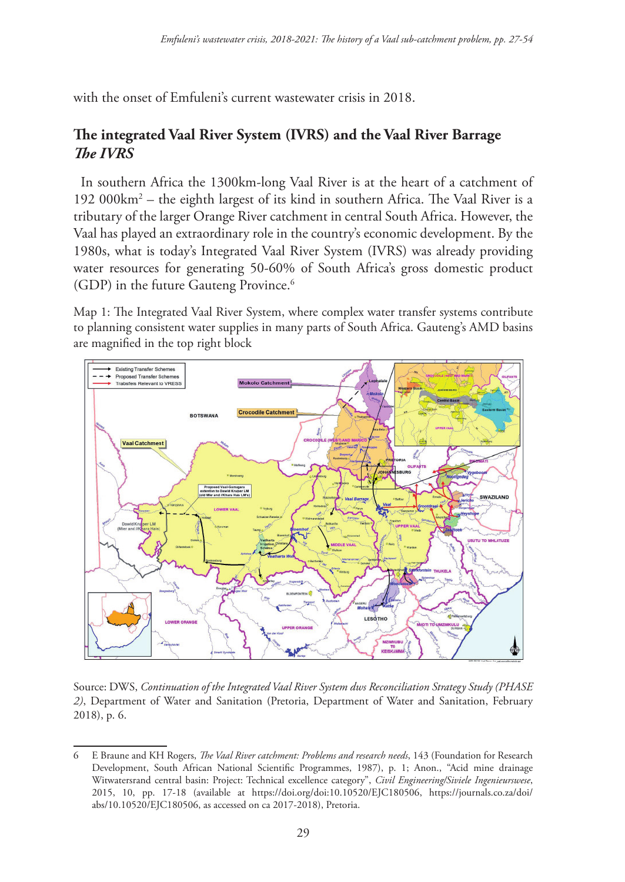with the onset of Emfuleni's current wastewater crisis in 2018.

## The integrated Vaal River System (IVRS) and the Vaal River Barrage

### *The IVRS*

In southern Africa the 1300km-long Vaal River is at the heart of a catchment of 192 000km$^2$ – the eighth largest of its kind in southern Africa. The Vaal River is a tributary of the larger Orange River catchment in central South Africa. However, the Vaal has played an extraordinary role in the country's economic development. By the 1980s, what is today's Integrated Vaal River System (IVRS) was already providing water resources for generating 50-60% of South Africa's gross domestic product (GDP) in the future Gauteng Province.[6]

Map 1: The Integrated Vaal River System, where complex water transfer systems contribute to planning consistent water supplies in many parts of South Africa. Gauteng's AMD basins are magnified in the top right block

Source: DWS, *Continuation of the Integrated Vaal River System dws Reconciliation Strategy Study (PHASE 2)*, Department of Water and Sanitation (Pretoria, Department of Water and Sanitation, February 2018), p. 6.

---

6 E Braune and KH Rogers, *The Vaal River catchment: Problems and research needs*, 143 (Foundation for Research Development, South African National Scientific Programmes, 1987), p. 1; Anon., "Acid mine drainage Witwatersrand central basin: Project: Technical excellence category", *Civil Engineering/Siviele Ingenieurswese*, 2015, 10, pp. 17-18 (available at https://doi.org/doi:10.10520/EJC180506, https://journals.co.za/doi/abs/10.10520/EJC180506, as accessed on ca 2017-2018), Pretoria.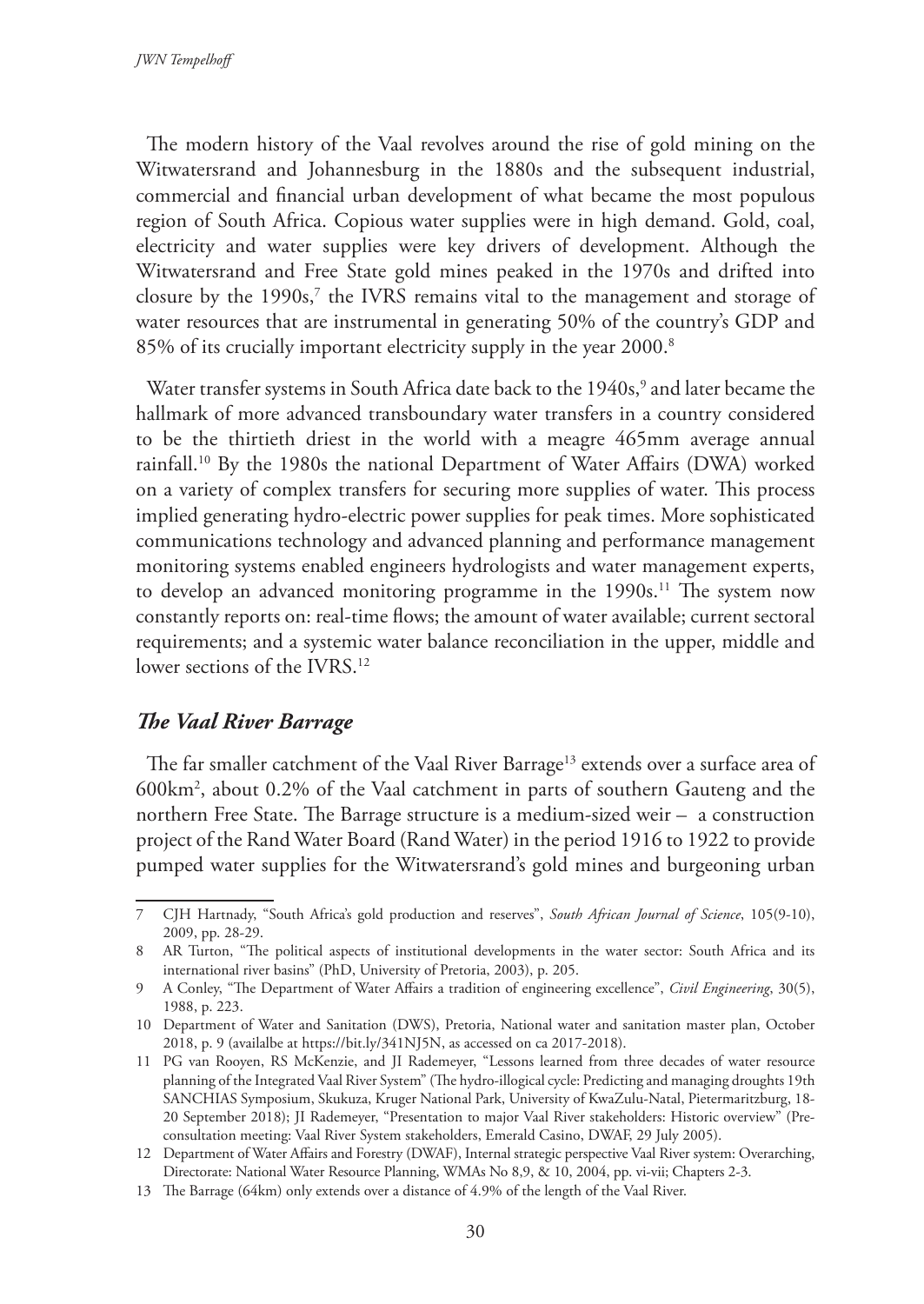The modern history of the Vaal revolves around the rise of gold mining on the Witwatersrand and Johannesburg in the 1880s and the subsequent industrial, commercial and financial urban development of what became the most populous region of South Africa. Copious water supplies were in high demand. Gold, coal, electricity and water supplies were key drivers of development. Although the Witwatersrand and Free State gold mines peaked in the 1970s and drifted into closure by the 1990s,[7] the IVRS remains vital to the management and storage of water resources that are instrumental in generating 50% of the country's GDP and 85% of its crucially important electricity supply in the year 2000.[8]

Water transfer systems in South Africa date back to the 1940s,[9] and later became the hallmark of more advanced transboundary water transfers in a country considered to be the thirtieth driest in the world with a meagre 465mm average annual rainfall.[10] By the 1980s the national Department of Water Affairs (DWA) worked on a variety of complex transfers for securing more supplies of water. This process implied generating hydro-electric power supplies for peak times. More sophisticated communications technology and advanced planning and performance management monitoring systems enabled engineers hydrologists and water management experts, to develop an advanced monitoring programme in the 1990s.[11] The system now constantly reports on: real-time flows; the amount of water available; current sectoral requirements; and a systemic water balance reconciliation in the upper, middle and lower sections of the IVRS.[12]

## *The Vaal River Barrage*

The far smaller catchment of the Vaal River Barrage[13] extends over a surface area of 600km$^2$, about 0.2% of the Vaal catchment in parts of southern Gauteng and the northern Free State. The Barrage structure is a medium-sized weir – a construction project of the Rand Water Board (Rand Water) in the period 1916 to 1922 to provide pumped water supplies for the Witwatersrand's gold mines and burgeoning urban

---

7 CJH Hartnady, "South Africa's gold production and reserves", *South African Journal of Science*, 105(9-10), 2009, pp. 28-29.

8 AR Turton, "The political aspects of institutional developments in the water sector: South Africa and its international river basins" (PhD, University of Pretoria, 2003), p. 205.

9 A Conley, "The Department of Water Affairs a tradition of engineering excellence", *Civil Engineering*, 30(5), 1988, p. 223.

10 Department of Water and Sanitation (DWS), Pretoria, National water and sanitation master plan, October 2018, p. 9 (availalbe at https://bit.ly/341NJ5N, as accessed on ca 2017-2018).

11 PG van Rooyen, RS McKenzie, and JI Rademeyer, "Lessons learned from three decades of water resource planning of the Integrated Vaal River System" (The hydro-illogical cycle: Predicting and managing droughts 19th SANCHIAS Symposium, Skukuza, Kruger National Park, University of KwaZulu-Natal, Pietermaritzburg, 18-20 September 2018); JI Rademeyer, "Presentation to major Vaal River stakeholders: Historic overview" (Pre-consultation meeting: Vaal River System stakeholders, Emerald Casino, DWAF, 29 July 2005).

12 Department of Water Affairs and Forestry (DWAF), Internal strategic perspective Vaal River system: Overarching, Directorate: National Water Resource Planning, WMAs No 8,9, & 10, 2004, pp. vi-vii; Chapters 2-3.

13 The Barrage (64km) only extends over a distance of 4.9% of the length of the Vaal River.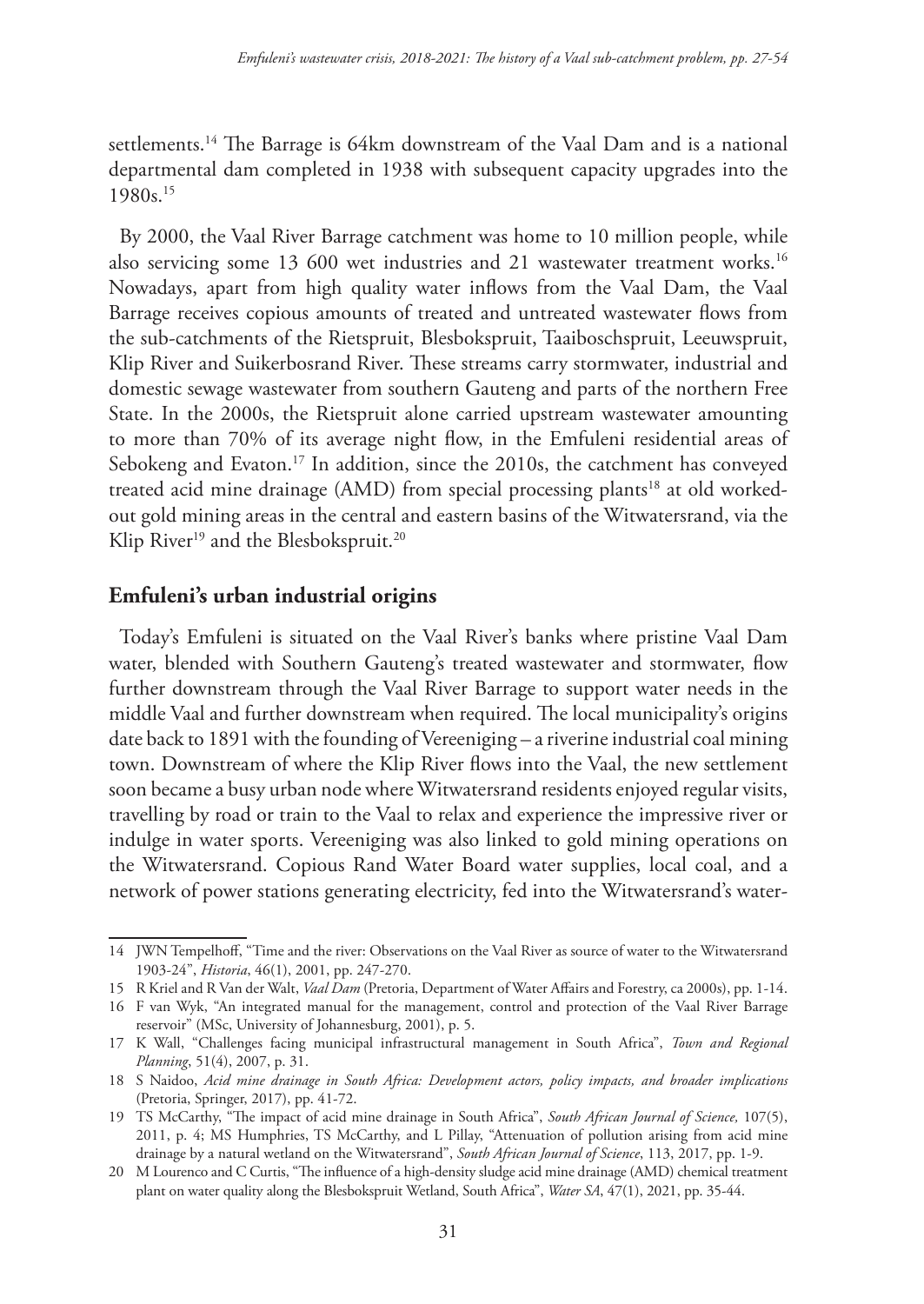settlements.[14] The Barrage is 64km downstream of the Vaal Dam and is a national departmental dam completed in 1938 with subsequent capacity upgrades into the 1980s.[15]

By 2000, the Vaal River Barrage catchment was home to 10 million people, while also servicing some 13 600 wet industries and 21 wastewater treatment works.[16] Nowadays, apart from high quality water inflows from the Vaal Dam, the Vaal Barrage receives copious amounts of treated and untreated wastewater flows from the sub-catchments of the Rietspruit, Blesbokspruit, Taaiboschspruit, Leeuwspruit, Klip River and Suikerbosrand River. These streams carry stormwater, industrial and domestic sewage wastewater from southern Gauteng and parts of the northern Free State. In the 2000s, the Rietspruit alone carried upstream wastewater amounting to more than 70% of its average night flow, in the Emfuleni residential areas of Sebokeng and Evaton.[17] In addition, since the 2010s, the catchment has conveyed treated acid mine drainage (AMD) from special processing plants[18] at old worked-out gold mining areas in the central and eastern basins of the Witwatersrand, via the Klip River[19] and the Blesbokspruit.[20]

## Emfuleni's urban industrial origins

Today's Emfuleni is situated on the Vaal River's banks where pristine Vaal Dam water, blended with Southern Gauteng's treated wastewater and stormwater, flow further downstream through the Vaal River Barrage to support water needs in the middle Vaal and further downstream when required. The local municipality's origins date back to 1891 with the founding of Vereeniging – a riverine industrial coal mining town. Downstream of where the Klip River flows into the Vaal, the new settlement soon became a busy urban node where Witwatersrand residents enjoyed regular visits, travelling by road or train to the Vaal to relax and experience the impressive river or indulge in water sports. Vereeniging was also linked to gold mining operations on the Witwatersrand. Copious Rand Water Board water supplies, local coal, and a network of power stations generating electricity, fed into the Witwatersrand's water-

---

14 JWN Tempelhoff, "Time and the river: Observations on the Vaal River as source of water to the Witwatersrand 1903-24", *Historia*, 46(1), 2001, pp. 247-270.

15 R Kriel and R Van der Walt, *Vaal Dam* (Pretoria, Department of Water Affairs and Forestry, ca 2000s), pp. 1-14.

16 F van Wyk, "An integrated manual for the management, control and protection of the Vaal River Barrage reservoir" (MSc, University of Johannesburg, 2001), p. 5.

17 K Wall, "Challenges facing municipal infrastructural management in South Africa", *Town and Regional Planning*, 51(4), 2007, p. 31.

18 S Naidoo, *Acid mine drainage in South Africa: Development actors, policy impacts, and broader implications* (Pretoria, Springer, 2017), pp. 41-72.

19 TS McCarthy, "The impact of acid mine drainage in South Africa", *South African Journal of Science,* 107(5), 2011, p. 4; MS Humphries, TS McCarthy, and L Pillay, "Attenuation of pollution arising from acid mine drainage by a natural wetland on the Witwatersrand", *South African Journal of Science*, 113, 2017, pp. 1-9.

20 M Lourenco and C Curtis, "The influence of a high-density sludge acid mine drainage (AMD) chemical treatment plant on water quality along the Blesbokspruit Wetland, South Africa", *Water SA*, 47(1), 2021, pp. 35-44.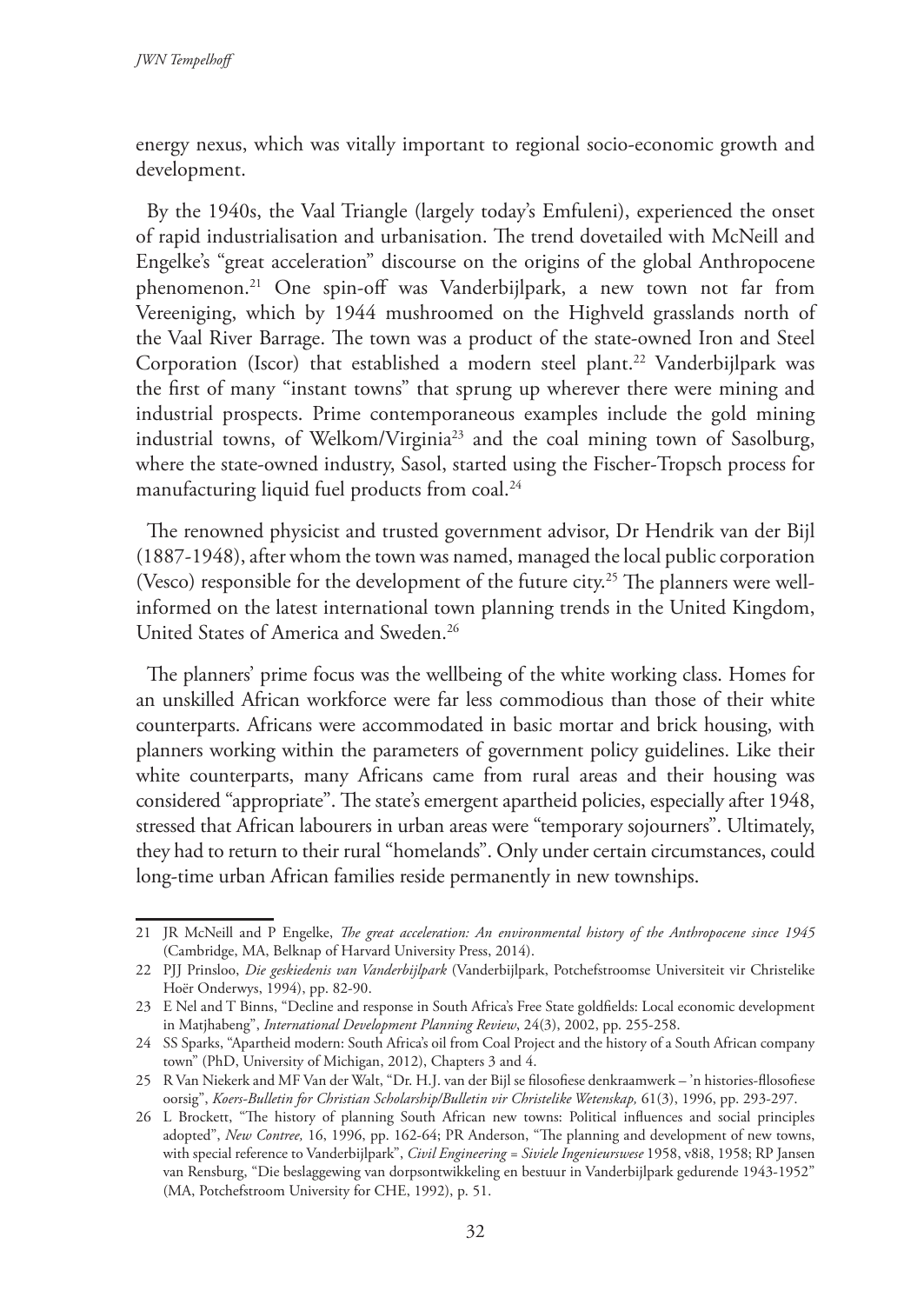energy nexus, which was vitally important to regional socio-economic growth and development.

By the 1940s, the Vaal Triangle (largely today's Emfuleni), experienced the onset of rapid industrialisation and urbanisation. The trend dovetailed with McNeill and Engelke's "great acceleration" discourse on the origins of the global Anthropocene phenomenon.[21] One spin-off was Vanderbijlpark, a new town not far from Vereeniging, which by 1944 mushroomed on the Highveld grasslands north of the Vaal River Barrage. The town was a product of the state-owned Iron and Steel Corporation (Iscor) that established a modern steel plant.[22] Vanderbijlpark was the first of many "instant towns" that sprung up wherever there were mining and industrial prospects. Prime contemporaneous examples include the gold mining industrial towns, of Welkom/Virginia[23] and the coal mining town of Sasolburg, where the state-owned industry, Sasol, started using the Fischer-Tropsch process for manufacturing liquid fuel products from coal.[24]

The renowned physicist and trusted government advisor, Dr Hendrik van der Bijl (1887-1948), after whom the town was named, managed the local public corporation (Vesco) responsible for the development of the future city.[25] The planners were well-informed on the latest international town planning trends in the United Kingdom, United States of America and Sweden.[26]

The planners' prime focus was the wellbeing of the white working class. Homes for an unskilled African workforce were far less commodious than those of their white counterparts. Africans were accommodated in basic mortar and brick housing, with planners working within the parameters of government policy guidelines. Like their white counterparts, many Africans came from rural areas and their housing was considered "appropriate". The state's emergent apartheid policies, especially after 1948, stressed that African labourers in urban areas were "temporary sojourners". Ultimately, they had to return to their rural "homelands". Only under certain circumstances, could long-time urban African families reside permanently in new townships.

---

21 JR McNeill and P Engelke, *The great acceleration: An environmental history of the Anthropocene since 1945* (Cambridge, MA, Belknap of Harvard University Press, 2014).

22 PJJ Prinsloo, *Die geskiedenis van Vanderbijlpark* (Vanderbijlpark, Potchefstroomse Universiteit vir Christelike Hoër Onderwys, 1994), pp. 82-90.

23 E Nel and T Binns, "Decline and response in South Africa's Free State goldfields: Local economic development in Matjhabeng", *International Development Planning Review*, 24(3), 2002, pp. 255-258.

24 SS Sparks, "Apartheid modern: South Africa's oil from Coal Project and the history of a South African company town" (PhD, University of Michigan, 2012), Chapters 3 and 4.

25 R Van Niekerk and MF Van der Walt, "Dr. H.J. van der Bijl se filosofiese denkraamwerk – 'n histories-fflosofiese oorsig", *Koers-Bulletin for Christian Scholarship/Bulletin vir Christelike Wetenskap,* 61(3), 1996, pp. 293-297.

26 L Brockett, "The history of planning South African new towns: Political influences and social principles adopted", *New Contree,* 16, 1996, pp. 162-64; PR Anderson, "The planning and development of new towns, with special reference to Vanderbijlpark", *Civil Engineering = Siviele Ingenieurswese* 1958, v8i8, 1958; RP Jansen van Rensburg, "Die beslaggewing van dorpsontwikkeling en bestuur in Vanderbijlpark gedurende 1943-1952" (MA, Potchefstroom University for CHE, 1992), p. 51.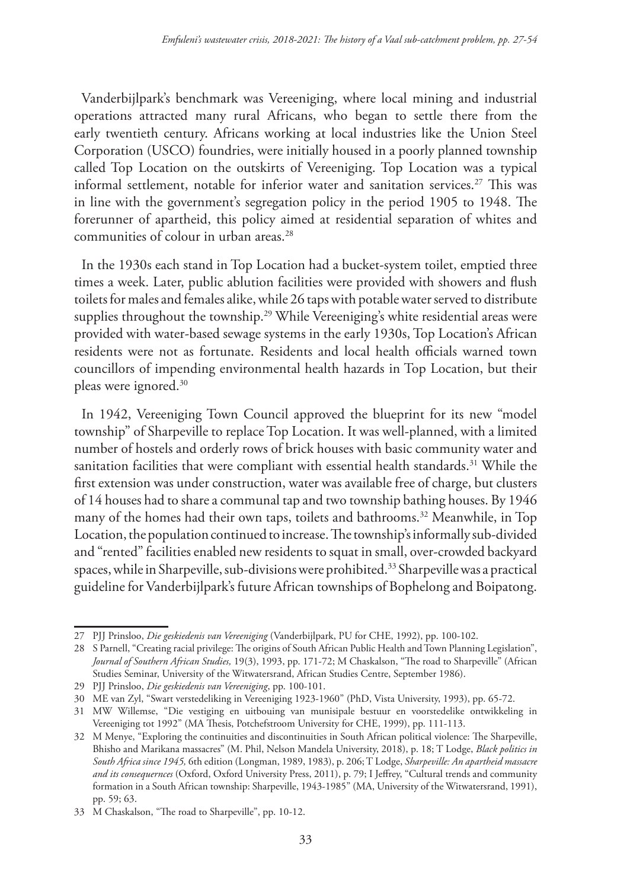Vanderbijlpark's benchmark was Vereeniging, where local mining and industrial operations attracted many rural Africans, who began to settle there from the early twentieth century. Africans working at local industries like the Union Steel Corporation (USCO) foundries, were initially housed in a poorly planned township called Top Location on the outskirts of Vereeniging. Top Location was a typical informal settlement, notable for inferior water and sanitation services.[27] This was in line with the government's segregation policy in the period 1905 to 1948. The forerunner of apartheid, this policy aimed at residential separation of whites and communities of colour in urban areas.[28]

In the 1930s each stand in Top Location had a bucket-system toilet, emptied three times a week. Later, public ablution facilities were provided with showers and flush toilets for males and females alike, while 26 taps with potable water served to distribute supplies throughout the township.[29] While Vereeniging's white residential areas were provided with water-based sewage systems in the early 1930s, Top Location's African residents were not as fortunate. Residents and local health officials warned town councillors of impending environmental health hazards in Top Location, but their pleas were ignored.[30]

In 1942, Vereeniging Town Council approved the blueprint for its new "model township" of Sharpeville to replace Top Location. It was well-planned, with a limited number of hostels and orderly rows of brick houses with basic community water and sanitation facilities that were compliant with essential health standards.[31] While the first extension was under construction, water was available free of charge, but clusters of 14 houses had to share a communal tap and two township bathing houses. By 1946 many of the homes had their own taps, toilets and bathrooms.[32] Meanwhile, in Top Location, the population continued to increase. The township's informally sub-divided and "rented" facilities enabled new residents to squat in small, over-crowded backyard spaces, while in Sharpeville, sub-divisions were prohibited.[33] Sharpeville was a practical guideline for Vanderbijlpark's future African townships of Bophelong and Boipatong.

---

27 PJJ Prinsloo, *Die geskiedenis van Vereeniging* (Vanderbijlpark, PU for CHE, 1992), pp. 100-102.

28 S Parnell, "Creating racial privilege: The origins of South African Public Health and Town Planning Legislation", *Journal of Southern African Studies,* 19(3), 1993, pp. 171-72; M Chaskalson, "The road to Sharpeville" (African Studies Seminar, University of the Witwatersrand, African Studies Centre, September 1986).

29 PJJ Prinsloo, *Die geskiedenis van Vereeniging*, pp. 100-101.

30 ME van Zyl, "Swart verstedeliking in Vereeniging 1923-1960" (PhD, Vista University, 1993), pp. 65-72.

31 MW Willemse, "Die vestiging en uitbouing van munisipale bestuur en voorstedelike ontwikkeling in Vereeniging tot 1992" (MA Thesis, Potchefstroom University for CHE, 1999), pp. 111-113.

32 M Menye, "Exploring the continuities and discontinuities in South African political violence: The Sharpeville, Bhisho and Marikana massacres" (M. Phil, Nelson Mandela University, 2018), p. 18; T Lodge, *Black politics in South Africa since 1945,* 6th edition (Longman, 1989, 1983), p. 206; T Lodge, *Sharpeville: An apartheid massacre and its consequernces* (Oxford, Oxford University Press, 2011), p. 79; I Jeffrey, "Cultural trends and community formation in a South African township: Sharpeville, 1943-1985" (MA, University of the Witwatersrand, 1991), pp. 59; 63.

33 M Chaskalson, "The road to Sharpeville", pp. 10-12.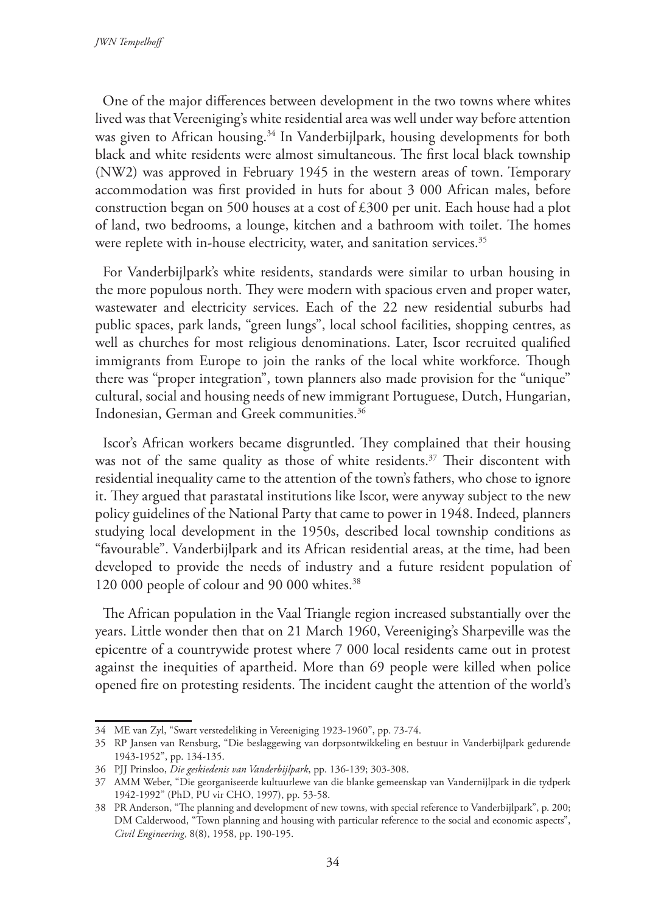One of the major differences between development in the two towns where whites lived was that Vereeniging's white residential area was well under way before attention was given to African housing.[34] In Vanderbijlpark, housing developments for both black and white residents were almost simultaneous. The first local black township (NW2) was approved in February 1945 in the western areas of town. Temporary accommodation was first provided in huts for about 3 000 African males, before construction began on 500 houses at a cost of £300 per unit. Each house had a plot of land, two bedrooms, a lounge, kitchen and a bathroom with toilet. The homes were replete with in-house electricity, water, and sanitation services.[35]

For Vanderbijlpark's white residents, standards were similar to urban housing in the more populous north. They were modern with spacious erven and proper water, wastewater and electricity services. Each of the 22 new residential suburbs had public spaces, park lands, "green lungs", local school facilities, shopping centres, as well as churches for most religious denominations. Later, Iscor recruited qualified immigrants from Europe to join the ranks of the local white workforce. Though there was "proper integration", town planners also made provision for the "unique" cultural, social and housing needs of new immigrant Portuguese, Dutch, Hungarian, Indonesian, German and Greek communities.[36]

Iscor's African workers became disgruntled. They complained that their housing was not of the same quality as those of white residents.[37] Their discontent with residential inequality came to the attention of the town's fathers, who chose to ignore it. They argued that parastatal institutions like Iscor, were anyway subject to the new policy guidelines of the National Party that came to power in 1948. Indeed, planners studying local development in the 1950s, described local township conditions as "favourable". Vanderbijlpark and its African residential areas, at the time, had been developed to provide the needs of industry and a future resident population of 120 000 people of colour and 90 000 whites.[38]

The African population in the Vaal Triangle region increased substantially over the years. Little wonder then that on 21 March 1960, Vereeniging's Sharpeville was the epicentre of a countrywide protest where 7 000 local residents came out in protest against the inequities of apartheid. More than 69 people were killed when police opened fire on protesting residents. The incident caught the attention of the world's

---

34 ME van Zyl, "Swart verstedeliking in Vereeniging 1923-1960", pp. 73-74.

35 RP Jansen van Rensburg, "Die beslaggewing van dorpsontwikkeling en bestuur in Vanderbijlpark gedurende 1943-1952", pp. 134-135.

36 PJJ Prinsloo, *Die geskiedenis van Vanderbijlpark*, pp. 136-139; 303-308.

37 AMM Weber, "Die georganiseerde kultuurlewe van die blanke gemeenskap van Vandernijlpark in die tydperk 1942-1992" (PhD, PU vir CHO, 1997), pp. 53-58.

38 PR Anderson, "The planning and development of new towns, with special reference to Vanderbijlpark", p. 200; DM Calderwood, "Town planning and housing with particular reference to the social and economic aspects", *Civil Engineering*, 8(8), 1958, pp. 190-195.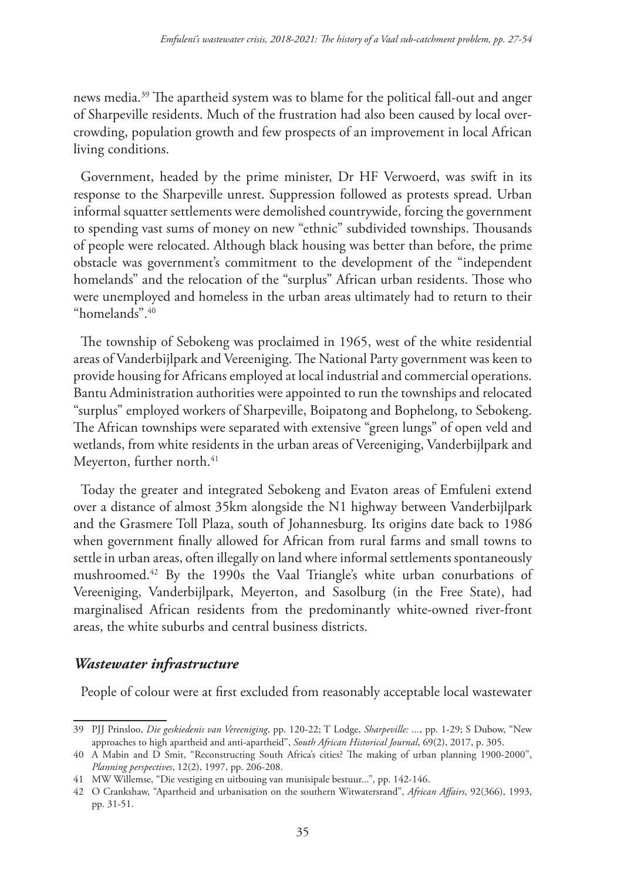news media.[39] The apartheid system was to blame for the political fall-out and anger of Sharpeville residents. Much of the frustration had also been caused by local over-crowding, population growth and few prospects of an improvement in local African living conditions.

Government, headed by the prime minister, Dr HF Verwoerd, was swift in its response to the Sharpeville unrest. Suppression followed as protests spread. Urban informal squatter settlements were demolished countrywide, forcing the government to spending vast sums of money on new "ethnic" subdivided townships. Thousands of people were relocated. Although black housing was better than before, the prime obstacle was government's commitment to the development of the "independent homelands" and the relocation of the "surplus" African urban residents. Those who were unemployed and homeless in the urban areas ultimately had to return to their "homelands".[40]

The township of Sebokeng was proclaimed in 1965, west of the white residential areas of Vanderbijlpark and Vereeniging. The National Party government was keen to provide housing for Africans employed at local industrial and commercial operations. Bantu Administration authorities were appointed to run the townships and relocated "surplus" employed workers of Sharpeville, Boipatong and Bophelong, to Sebokeng. The African townships were separated with extensive "green lungs" of open veld and wetlands, from white residents in the urban areas of Vereeniging, Vanderbijlpark and Meyerton, further north.[41]

Today the greater and integrated Sebokeng and Evaton areas of Emfuleni extend over a distance of almost 35km alongside the N1 highway between Vanderbijlpark and the Grasmere Toll Plaza, south of Johannesburg. Its origins date back to 1986 when government finally allowed for African from rural farms and small towns to settle in urban areas, often illegally on land where informal settlements spontaneously mushroomed.[42] By the 1990s the Vaal Triangle's white urban conurbations of Vereeniging, Vanderbijlpark, Meyerton, and Sasolburg (in the Free State), had marginalised African residents from the predominantly white-owned river-front areas, the white suburbs and central business districts.

### *Wastewater infrastructure*

People of colour were at first excluded from reasonably acceptable local wastewater

---

39 PJJ Prinsloo, *Die geskiedenis van Vereeniging*, pp. 120-22; T Lodge, *Sharpeville: ...*, pp. 1-29; S Dubow, "New approaches to high apartheid and anti-apartheid", *South African Historical Journal*, 69(2), 2017, p. 305.

40 A Mabin and D Smit, "Reconstructing South Africa's cities? The making of urban planning 1900-2000", *Planning perspectives*, 12(2), 1997, pp. 206-208.

41 MW Willemse, "Die vestiging en uitbouing van munisipale bestuur...", pp. 142-146.

42 O Crankshaw, "Apartheid and urbanisation on the southern Witwatersrand", *African Affairs*, 92(366), 1993, pp. 31-51.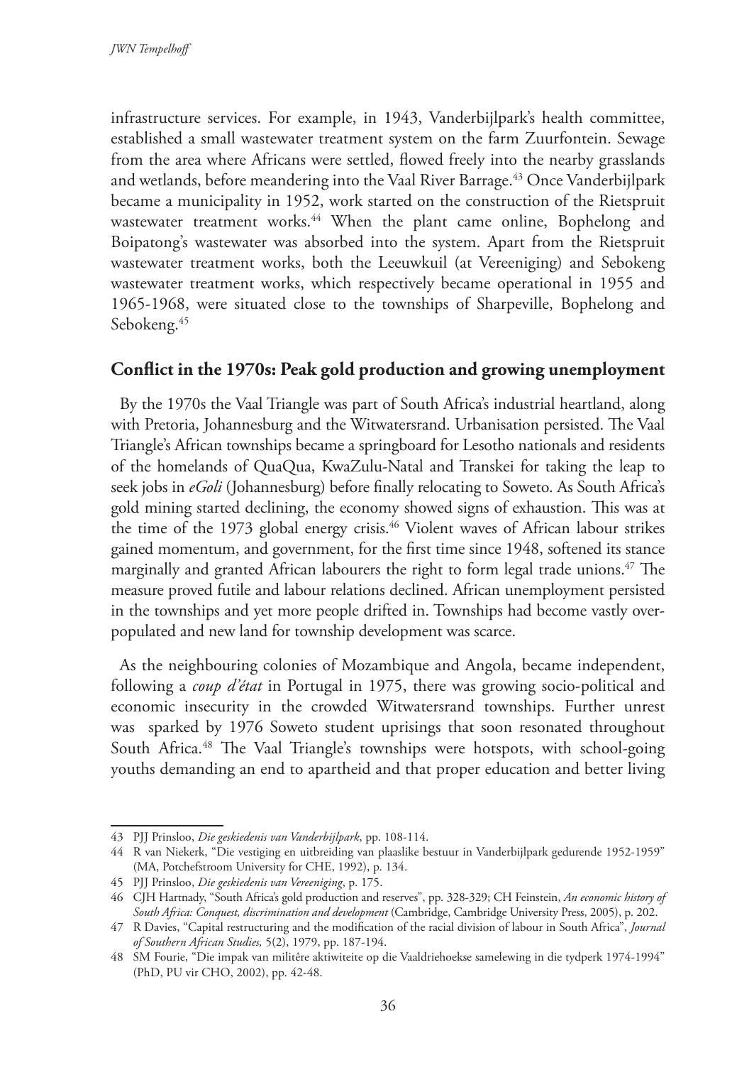infrastructure services. For example, in 1943, Vanderbijlpark's health committee, established a small wastewater treatment system on the farm Zuurfontein. Sewage from the area where Africans were settled, flowed freely into the nearby grasslands and wetlands, before meandering into the Vaal River Barrage.[43] Once Vanderbijlpark became a municipality in 1952, work started on the construction of the Rietspruit wastewater treatment works.[44] When the plant came online, Bophelong and Boipatong's wastewater was absorbed into the system. Apart from the Rietspruit wastewater treatment works, both the Leeuwkuil (at Vereeniging) and Sebokeng wastewater treatment works, which respectively became operational in 1955 and 1965-1968, were situated close to the townships of Sharpeville, Bophelong and Sebokeng.[45]

## Conflict in the 1970s: Peak gold production and growing unemployment

By the 1970s the Vaal Triangle was part of South Africa's industrial heartland, along with Pretoria, Johannesburg and the Witwatersrand. Urbanisation persisted. The Vaal Triangle's African townships became a springboard for Lesotho nationals and residents of the homelands of QuaQua, KwaZulu-Natal and Transkei for taking the leap to seek jobs in *eGoli* (Johannesburg) before finally relocating to Soweto. As South Africa's gold mining started declining, the economy showed signs of exhaustion. This was at the time of the 1973 global energy crisis.[46] Violent waves of African labour strikes gained momentum, and government, for the first time since 1948, softened its stance marginally and granted African labourers the right to form legal trade unions.[47] The measure proved futile and labour relations declined. African unemployment persisted in the townships and yet more people drifted in. Townships had become vastly over-populated and new land for township development was scarce.

As the neighbouring colonies of Mozambique and Angola, became independent, following a *coup d'état* in Portugal in 1975, there was growing socio-political and economic insecurity in the crowded Witwatersrand townships. Further unrest was sparked by 1976 Soweto student uprisings that soon resonated throughout South Africa.[48] The Vaal Triangle's townships were hotspots, with school-going youths demanding an end to apartheid and that proper education and better living

---

43 PJJ Prinsloo, *Die geskiedenis van Vanderbijlpark*, pp. 108-114.

44 R van Niekerk, "Die vestiging en uitbreiding van plaaslike bestuur in Vanderbijlpark gedurende 1952-1959" (MA, Potchefstroom University for CHE, 1992), p. 134.

45 PJJ Prinsloo, *Die geskiedenis van Vereeniging*, p. 175.

46 CJH Hartnady, "South Africa's gold production and reserves", pp. 328-329; CH Feinstein, *An economic history of South Africa: Conquest, discrimination and development* (Cambridge, Cambridge University Press, 2005), p. 202.

47 R Davies, "Capital restructuring and the modification of the racial division of labour in South Africa", *Journal of Southern African Studies,* 5(2), 1979, pp. 187-194.

48 SM Fourie, "Die impak van militêre aktiwiteite op die Vaaldriehoekse samelewing in die tydperk 1974-1994" (PhD, PU vir CHO, 2002), pp. 42-48.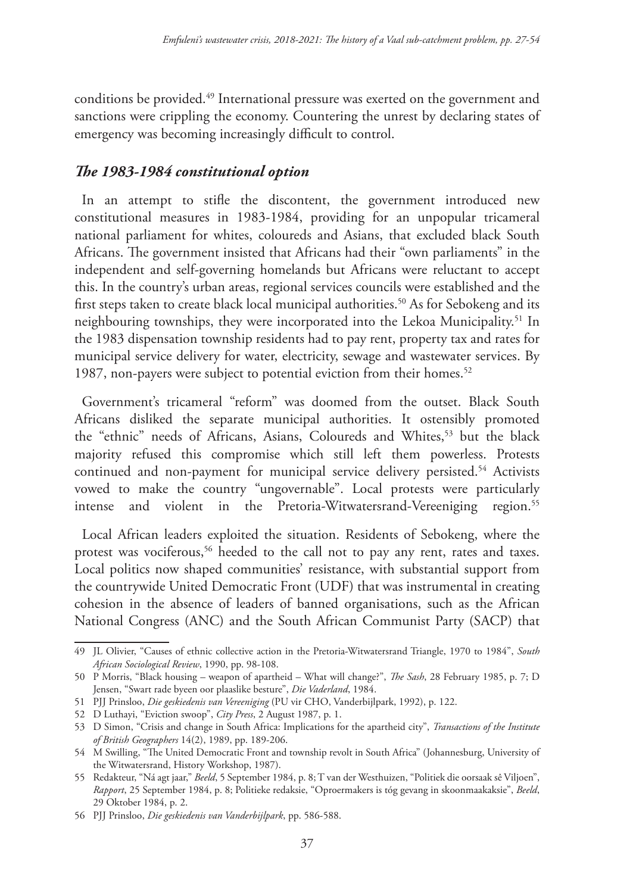conditions be provided.[49] International pressure was exerted on the government and sanctions were crippling the economy. Countering the unrest by declaring states of emergency was becoming increasingly difficult to control.

## *The 1983-1984 constitutional option*

In an attempt to stifle the discontent, the government introduced new constitutional measures in 1983-1984, providing for an unpopular tricameral national parliament for whites, coloureds and Asians, that excluded black South Africans. The government insisted that Africans had their "own parliaments" in the independent and self-governing homelands but Africans were reluctant to accept this. In the country's urban areas, regional services councils were established and the first steps taken to create black local municipal authorities.[50] As for Sebokeng and its neighbouring townships, they were incorporated into the Lekoa Municipality.[51] In the 1983 dispensation township residents had to pay rent, property tax and rates for municipal service delivery for water, electricity, sewage and wastewater services. By 1987, non-payers were subject to potential eviction from their homes.[52]

Government's tricameral "reform" was doomed from the outset. Black South Africans disliked the separate municipal authorities. It ostensibly promoted the "ethnic" needs of Africans, Asians, Coloureds and Whites,[53] but the black majority refused this compromise which still left them powerless. Protests continued and non-payment for municipal service delivery persisted.[54] Activists vowed to make the country "ungovernable". Local protests were particularly intense and violent in the Pretoria-Witwatersrand-Vereeniging region.[55]

Local African leaders exploited the situation. Residents of Sebokeng, where the protest was vociferous,[56] heeded to the call not to pay any rent, rates and taxes. Local politics now shaped communities' resistance, with substantial support from the countrywide United Democratic Front (UDF) that was instrumental in creating cohesion in the absence of leaders of banned organisations, such as the African National Congress (ANC) and the South African Communist Party (SACP) that

---

49 JL Olivier, "Causes of ethnic collective action in the Pretoria-Witwatersrand Triangle, 1970 to 1984", *South African Sociological Review*, 1990, pp. 98-108.

50 P Morris, "Black housing – weapon of apartheid – What will change?", *The Sash*, 28 February 1985, p. 7; D Jensen, "Swart rade byeen oor plaaslike besture", *Die Vaderland*, 1984.

51 PJJ Prinsloo, *Die geskiedenis van Vereeniging* (PU vir CHO, Vanderbijlpark, 1992), p. 122.

52 D Luthayi, "Eviction swoop", *City Press*, 2 August 1987, p. 1.

53 D Simon, "Crisis and change in South Africa: Implications for the apartheid city", *Transactions of the Institute of British Geographers* 14(2), 1989, pp. 189-206.

54 M Swilling, "The United Democratic Front and township revolt in South Africa" (Johannesburg, University of the Witwatersrand, History Workshop, 1987).

55 Redakteur, "Ná agt jaar," *Beeld*, 5 September 1984, p. 8; T van der Westhuizen, "Politiek die oorsaak sê Viljoen", *Rapport*, 25 September 1984, p. 8; Politieke redaksie, "Oproermakers is tóg gevang in skoonmaakaksie", *Beeld*, 29 Oktober 1984, p. 2.

56 PJJ Prinsloo, *Die geskiedenis van Vanderbijlpark*, pp. 586-588.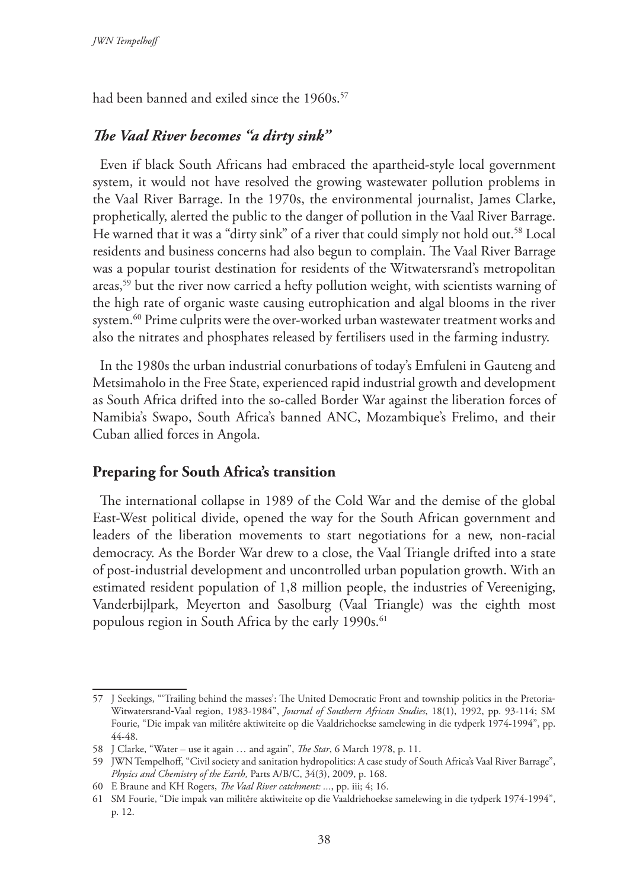had been banned and exiled since the 1960s.[57]

## *The Vaal River becomes "a dirty sink"*

Even if black South Africans had embraced the apartheid-style local government system, it would not have resolved the growing wastewater pollution problems in the Vaal River Barrage. In the 1970s, the environmental journalist, James Clarke, prophetically, alerted the public to the danger of pollution in the Vaal River Barrage. He warned that it was a "dirty sink" of a river that could simply not hold out.[58] Local residents and business concerns had also begun to complain. The Vaal River Barrage was a popular tourist destination for residents of the Witwatersrand's metropolitan areas,[59] but the river now carried a hefty pollution weight, with scientists warning of the high rate of organic waste causing eutrophication and algal blooms in the river system.[60] Prime culprits were the over-worked urban wastewater treatment works and also the nitrates and phosphates released by fertilisers used in the farming industry.

In the 1980s the urban industrial conurbations of today's Emfuleni in Gauteng and Metsimaholo in the Free State, experienced rapid industrial growth and development as South Africa drifted into the so-called Border War against the liberation forces of Namibia's Swapo, South Africa's banned ANC, Mozambique's Frelimo, and their Cuban allied forces in Angola.

## Preparing for South Africa's transition

The international collapse in 1989 of the Cold War and the demise of the global East-West political divide, opened the way for the South African government and leaders of the liberation movements to start negotiations for a new, non-racial democracy. As the Border War drew to a close, the Vaal Triangle drifted into a state of post-industrial development and uncontrolled urban population growth. With an estimated resident population of 1,8 million people, the industries of Vereeniging, Vanderbijlpark, Meyerton and Sasolburg (Vaal Triangle) was the eighth most populous region in South Africa by the early 1990s.[61]

---

57 J Seekings, "'Trailing behind the masses': The United Democratic Front and township politics in the Pretoria-Witwatersrand-Vaal region, 1983-1984", *Journal of Southern African Studies*, 18(1), 1992, pp. 93-114; SM Fourie, "Die impak van militêre aktiwiteite op die Vaaldriehoekse samelewing in die tydperk 1974-1994", pp. 44-48.

58 J Clarke, "Water – use it again … and again", *The Star*, 6 March 1978, p. 11.

59 JWN Tempelhoff, "Civil society and sanitation hydropolitics: A case study of South Africa's Vaal River Barrage", *Physics and Chemistry of the Earth,* Parts A/B/C, 34(3), 2009, p. 168.

60 E Braune and KH Rogers, *The Vaal River catchment: ...*, pp. iii; 4; 16.

61 SM Fourie, "Die impak van militêre aktiwiteite op die Vaaldriehoekse samelewing in die tydperk 1974-1994", p. 12.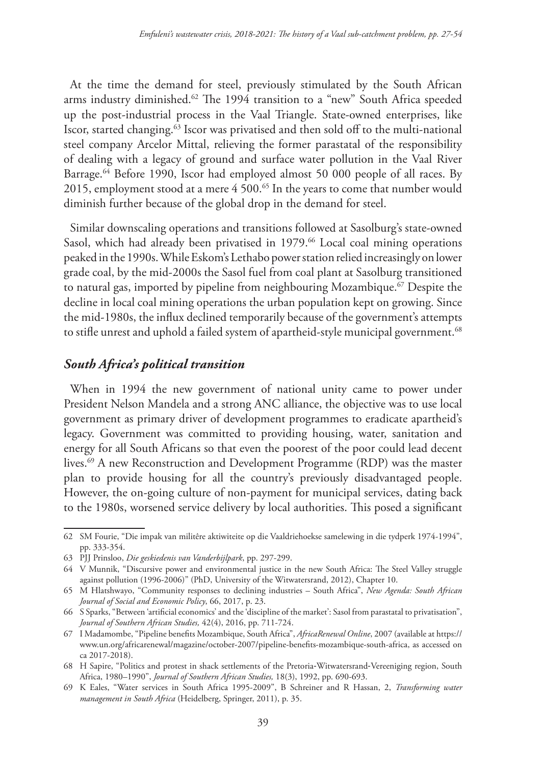At the time the demand for steel, previously stimulated by the South African arms industry diminished.[62] The 1994 transition to a "new" South Africa speeded up the post-industrial process in the Vaal Triangle. State-owned enterprises, like Iscor, started changing.[63] Iscor was privatised and then sold off to the multi-national steel company Arcelor Mittal, relieving the former parastatal of the responsibility of dealing with a legacy of ground and surface water pollution in the Vaal River Barrage.[64] Before 1990, Iscor had employed almost 50 000 people of all races. By 2015, employment stood at a mere 4 500.[65] In the years to come that number would diminish further because of the global drop in the demand for steel.

Similar downscaling operations and transitions followed at Sasolburg's state-owned Sasol, which had already been privatised in 1979.[66] Local coal mining operations peaked in the 1990s. While Eskom's Lethabo power station relied increasingly on lower grade coal, by the mid-2000s the Sasol fuel from coal plant at Sasolburg transitioned to natural gas, imported by pipeline from neighbouring Mozambique.[67] Despite the decline in local coal mining operations the urban population kept on growing. Since the mid-1980s, the influx declined temporarily because of the government's attempts to stifle unrest and uphold a failed system of apartheid-style municipal government.[68]

## *South Africa's political transition*

When in 1994 the new government of national unity came to power under President Nelson Mandela and a strong ANC alliance, the objective was to use local government as primary driver of development programmes to eradicate apartheid's legacy. Government was committed to providing housing, water, sanitation and energy for all South Africans so that even the poorest of the poor could lead decent lives.[69] A new Reconstruction and Development Programme (RDP) was the master plan to provide housing for all the country's previously disadvantaged people. However, the on-going culture of non-payment for municipal services, dating back to the 1980s, worsened service delivery by local authorities. This posed a significant

---

62 SM Fourie, "Die impak van militêre aktiwiteite op die Vaaldriehoekse samelewing in die tydperk 1974-1994", pp. 333-354.

63 PJJ Prinsloo, *Die geskiedenis van Vanderbijlpark*, pp. 297-299.

64 V Munnik, "Discursive power and environmental justice in the new South Africa: The Steel Valley struggle against pollution (1996-2006)" (PhD, University of the Witwatersrand, 2012), Chapter 10.

65 M Hlatshwayo, "Community responses to declining industries – South Africa", *New Agenda: South African Journal of Social and Economic Policy*, 66, 2017, p. 23.

66 S Sparks, "Between 'artificial economics' and the 'discipline of the market': Sasol from parastatal to privatisation", *Journal of Southern African Studies,* 42(4), 2016, pp. 711-724.

67 I Madamombe, "Pipeline benefits Mozambique, South Africa", *AfricaRenewal Online*, 2007 (available at https://www.un.org/africarenewal/magazine/october-2007/pipeline-benefits-mozambique-south-africa, as accessed on ca 2017-2018).

68 H Sapire, "Politics and protest in shack settlements of the Pretoria-Witwatersrand-Vereeniging region, South Africa, 1980–1990", *Journal of Southern Africa Studies,* 18(3), 1992, pp. 690-693.

69 K Eales, "Water services in South Africa 1995-2009", B Schreiner and R Hassan, 2, *Transforming water management in South Africa* (Heidelberg, Springer, 2011), p. 35.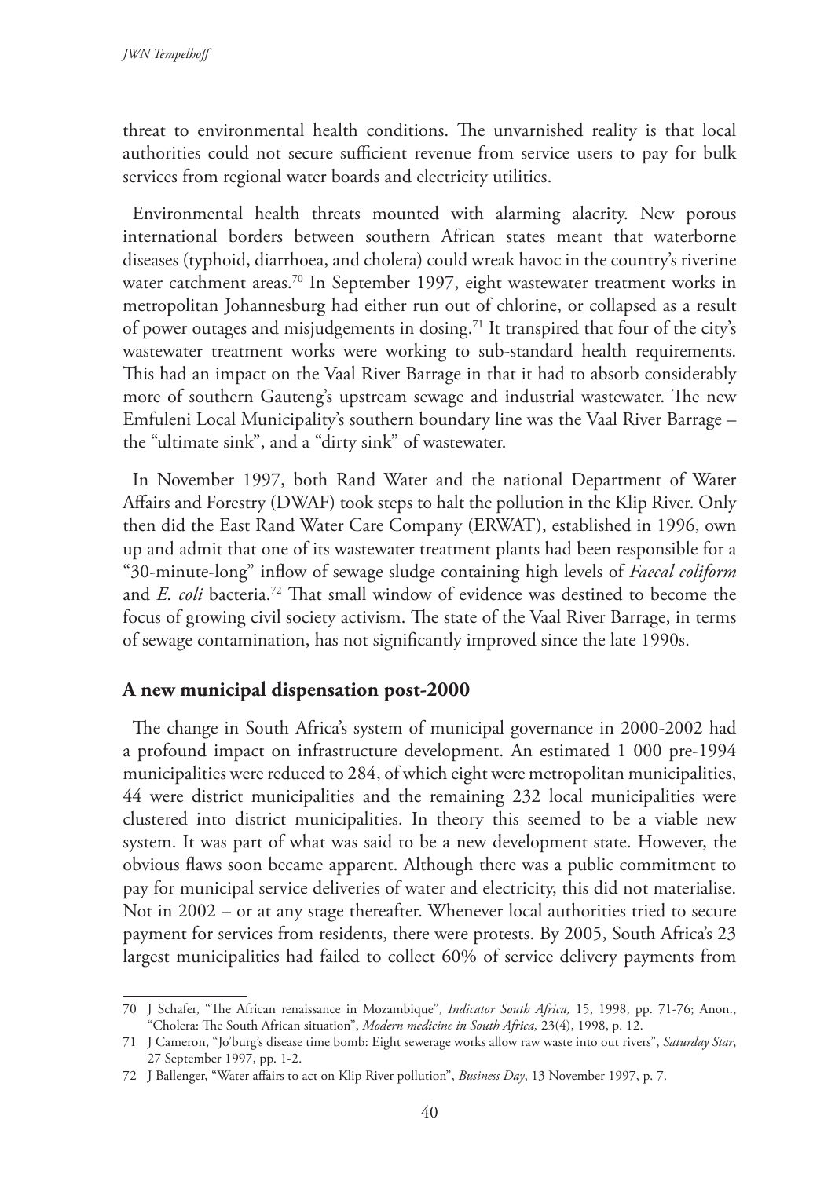threat to environmental health conditions. The unvarnished reality is that local authorities could not secure sufficient revenue from service users to pay for bulk services from regional water boards and electricity utilities.

Environmental health threats mounted with alarming alacrity. New porous international borders between southern African states meant that waterborne diseases (typhoid, diarrhoea, and cholera) could wreak havoc in the country's riverine water catchment areas.[70] In September 1997, eight wastewater treatment works in metropolitan Johannesburg had either run out of chlorine, or collapsed as a result of power outages and misjudgements in dosing.[71] It transpired that four of the city's wastewater treatment works were working to sub-standard health requirements. This had an impact on the Vaal River Barrage in that it had to absorb considerably more of southern Gauteng's upstream sewage and industrial wastewater. The new Emfuleni Local Municipality's southern boundary line was the Vaal River Barrage – the "ultimate sink", and a "dirty sink" of wastewater.

In November 1997, both Rand Water and the national Department of Water Affairs and Forestry (DWAF) took steps to halt the pollution in the Klip River. Only then did the East Rand Water Care Company (ERWAT), established in 1996, own up and admit that one of its wastewater treatment plants had been responsible for a "30-minute-long" inflow of sewage sludge containing high levels of *Faecal coliform* and *E. coli* bacteria.[72] That small window of evidence was destined to become the focus of growing civil society activism. The state of the Vaal River Barrage, in terms of sewage contamination, has not significantly improved since the late 1990s.

## A new municipal dispensation post-2000

The change in South Africa's system of municipal governance in 2000-2002 had a profound impact on infrastructure development. An estimated 1 000 pre-1994 municipalities were reduced to 284, of which eight were metropolitan municipalities, 44 were district municipalities and the remaining 232 local municipalities were clustered into district municipalities. In theory this seemed to be a viable new system. It was part of what was said to be a new development state. However, the obvious flaws soon became apparent. Although there was a public commitment to pay for municipal service deliveries of water and electricity, this did not materialise. Not in 2002 – or at any stage thereafter. Whenever local authorities tried to secure payment for services from residents, there were protests. By 2005, South Africa's 23 largest municipalities had failed to collect 60% of service delivery payments from

---

70 J Schafer, "The African renaissance in Mozambique", *Indicator South Africa,* 15, 1998, pp. 71-76; Anon., "Cholera: The South African situation", *Modern medicine in South Africa,* 23(4), 1998, p. 12.

71 J Cameron, "Jo'burg's disease time bomb: Eight sewerage works allow raw waste into out rivers", *Saturday Star*, 27 September 1997, pp. 1-2.

72 J Ballenger, "Water affairs to act on Klip River pollution", *Business Day*, 13 November 1997, p. 7.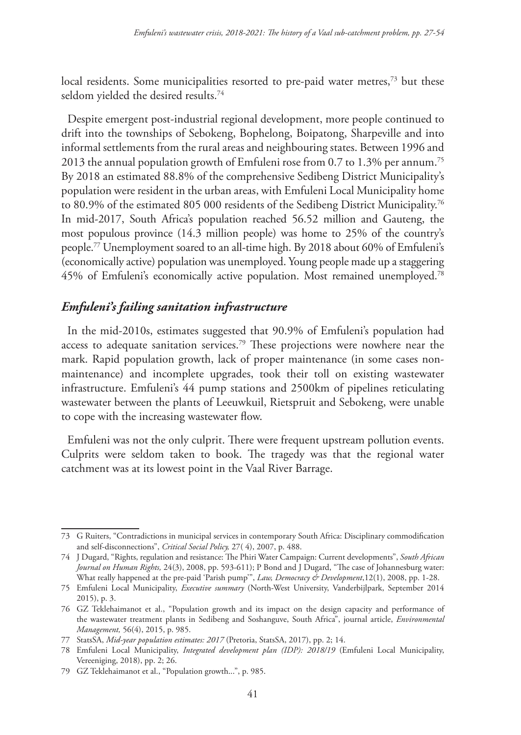local residents. Some municipalities resorted to pre-paid water metres,[73] but these seldom yielded the desired results.[74]

Despite emergent post-industrial regional development, more people continued to drift into the townships of Sebokeng, Bophelong, Boipatong, Sharpeville and into informal settlements from the rural areas and neighbouring states. Between 1996 and 2013 the annual population growth of Emfuleni rose from 0.7 to 1.3% per annum.[75] By 2018 an estimated 88.8% of the comprehensive Sedibeng District Municipality's population were resident in the urban areas, with Emfuleni Local Municipality home to 80.9% of the estimated 805 000 residents of the Sedibeng District Municipality.[76] In mid-2017, South Africa's population reached 56.52 million and Gauteng, the most populous province (14.3 million people) was home to 25% of the country's people.[77] Unemployment soared to an all-time high. By 2018 about 60% of Emfuleni's (economically active) population was unemployed. Young people made up a staggering 45% of Emfuleni's economically active population. Most remained unemployed.[78]

### *Emfuleni's failing sanitation infrastructure*

In the mid-2010s, estimates suggested that 90.9% of Emfuleni's population had access to adequate sanitation services.[79] These projections were nowhere near the mark. Rapid population growth, lack of proper maintenance (in some cases non-maintenance) and incomplete upgrades, took their toll on existing wastewater infrastructure. Emfuleni's 44 pump stations and 2500km of pipelines reticulating wastewater between the plants of Leeuwkuil, Rietspruit and Sebokeng, were unable to cope with the increasing wastewater flow.

Emfuleni was not the only culprit. There were frequent upstream pollution events. Culprits were seldom taken to book. The tragedy was that the regional water catchment was at its lowest point in the Vaal River Barrage.

---

73 G Ruiters, "Contradictions in municipal services in contemporary South Africa: Disciplinary commodification and self-disconnections", *Critical Social Policy,* 27( 4), 2007, p. 488.

74 J Dugard, "Rights, regulation and resistance: The Phiri Water Campaign: Current developments", *South African Journal on Human Rights,* 24(3), 2008, pp. 593-611); P Bond and J Dugard, "The case of Johannesburg water: What really happened at the pre-paid 'Parish pump'", *Law, Democracy & Development*,12(1), 2008, pp. 1-28.

75 Emfuleni Local Municipality, *Executive summary* (North-West University, Vanderbijlpark, September 2014 2015), p. 3.

76 GZ Teklehaimanot et al., "Population growth and its impact on the design capacity and performance of the wastewater treatment plants in Sedibeng and Soshanguve, South Africa", journal article, *Environmental Management,* 56(4), 2015, p. 985.

77 StatsSA, *Mid-year population estimates: 2017* (Pretoria, StatsSA, 2017), pp. 2; 14.

78 Emfuleni Local Municipality, *Integrated development plan (IDP): 2018/19* (Emfuleni Local Municipality, Vereeniging, 2018), pp. 2; 26.

79 GZ Teklehaimanot et al., "Population growth...", p. 985.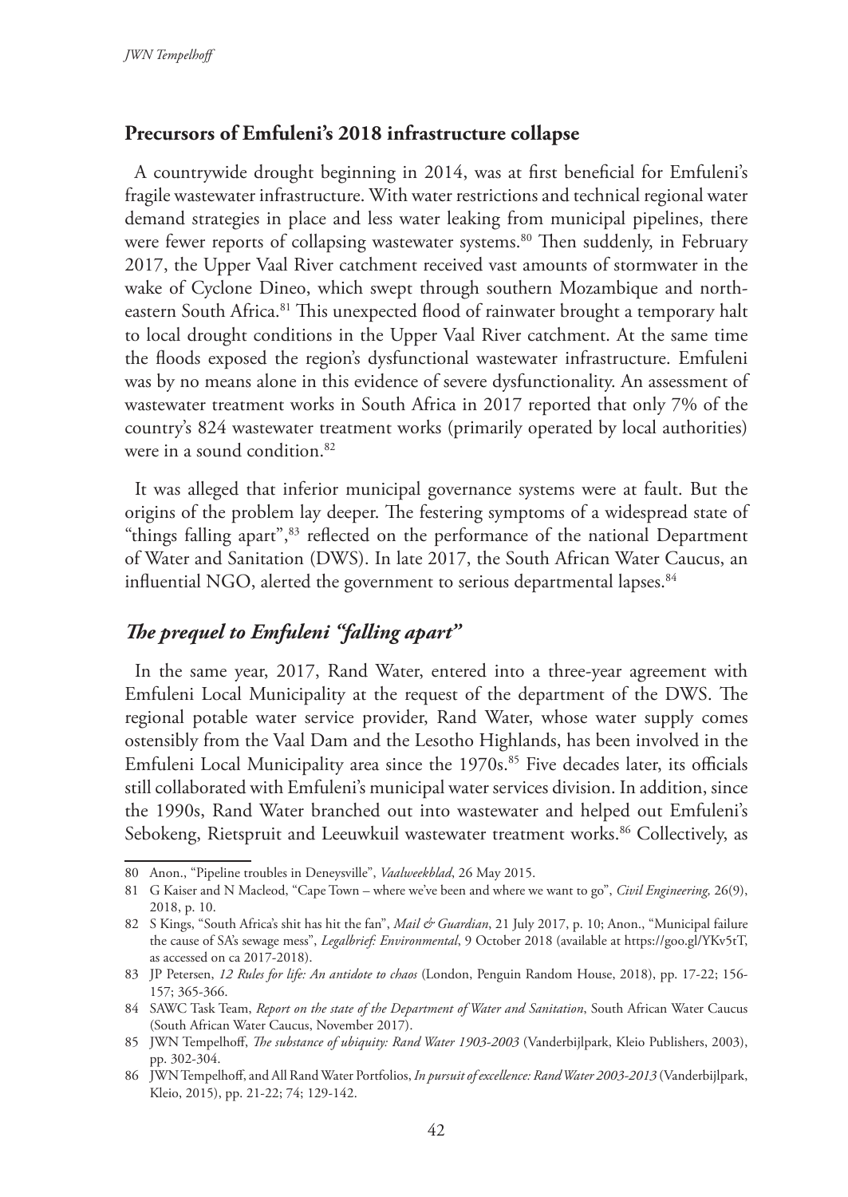## Precursors of Emfuleni's 2018 infrastructure collapse

A countrywide drought beginning in 2014, was at first beneficial for Emfuleni's fragile wastewater infrastructure. With water restrictions and technical regional water demand strategies in place and less water leaking from municipal pipelines, there were fewer reports of collapsing wastewater systems.[80] Then suddenly, in February 2017, the Upper Vaal River catchment received vast amounts of stormwater in the wake of Cyclone Dineo, which swept through southern Mozambique and north-eastern South Africa.[81] This unexpected flood of rainwater brought a temporary halt to local drought conditions in the Upper Vaal River catchment. At the same time the floods exposed the region's dysfunctional wastewater infrastructure. Emfuleni was by no means alone in this evidence of severe dysfunctionality. An assessment of wastewater treatment works in South Africa in 2017 reported that only 7% of the country's 824 wastewater treatment works (primarily operated by local authorities) were in a sound condition.[82]

It was alleged that inferior municipal governance systems were at fault. But the origins of the problem lay deeper. The festering symptoms of a widespread state of "things falling apart",[83] reflected on the performance of the national Department of Water and Sanitation (DWS). In late 2017, the South African Water Caucus, an influential NGO, alerted the government to serious departmental lapses.[84]

### *The prequel to Emfuleni "falling apart"*

In the same year, 2017, Rand Water, entered into a three-year agreement with Emfuleni Local Municipality at the request of the department of the DWS. The regional potable water service provider, Rand Water, whose water supply comes ostensibly from the Vaal Dam and the Lesotho Highlands, has been involved in the Emfuleni Local Municipality area since the 1970s.[85] Five decades later, its officials still collaborated with Emfuleni's municipal water services division. In addition, since the 1990s, Rand Water branched out into wastewater and helped out Emfuleni's Sebokeng, Rietspruit and Leeuwkuil wastewater treatment works.[86] Collectively, as

---

80 Anon., "Pipeline troubles in Deneysville", *Vaalweekblad*, 26 May 2015.

81 G Kaiser and N Macleod, "Cape Town – where we've been and where we want to go", *Civil Engineering,* 26(9), 2018, p. 10.

82 S Kings, "South Africa's shit has hit the fan", *Mail & Guardian*, 21 July 2017, p. 10; Anon., "Municipal failure the cause of SA's sewage mess", *Legalbrief: Environmental*, 9 October 2018 (available at https://goo.gl/YKv5tT, as accessed on ca 2017-2018).

83 JP Petersen, *12 Rules for life: An antidote to chaos* (London, Penguin Random House, 2018), pp. 17-22; 156-157; 365-366.

84 SAWC Task Team, *Report on the state of the Department of Water and Sanitation*, South African Water Caucus (South African Water Caucus, November 2017).

85 JWN Tempelhoff, *The substance of ubiquity: Rand Water 1903-2003* (Vanderbijlpark, Kleio Publishers, 2003), pp. 302-304.

86 JWN Tempelhoff, and All Rand Water Portfolios, *In pursuit of excellence: Rand Water 2003-2013* (Vanderbijlpark, Kleio, 2015), pp. 21-22; 74; 129-142.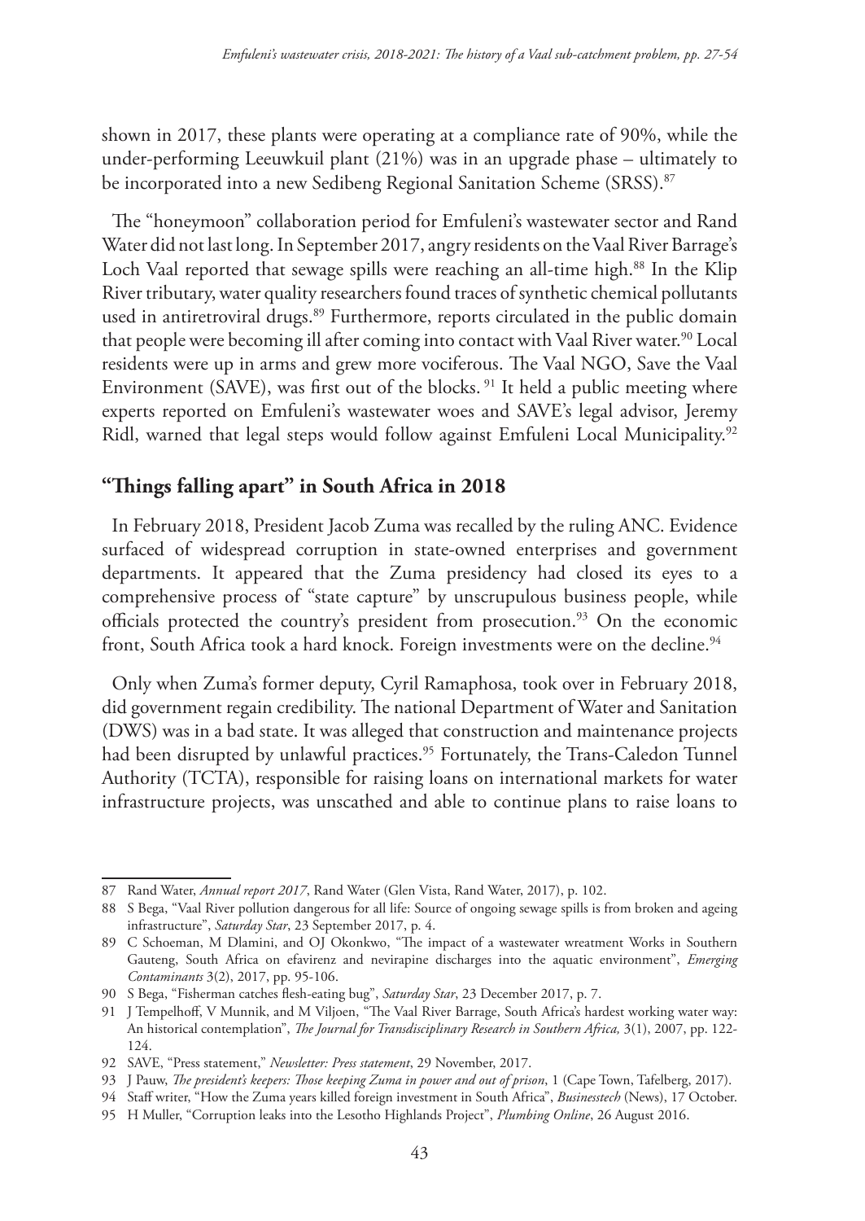shown in 2017, these plants were operating at a compliance rate of 90%, while the under-performing Leeuwkuil plant (21%) was in an upgrade phase – ultimately to be incorporated into a new Sedibeng Regional Sanitation Scheme (SRSS).[87]

The "honeymoon" collaboration period for Emfuleni's wastewater sector and Rand Water did not last long. In September 2017, angry residents on the Vaal River Barrage's Loch Vaal reported that sewage spills were reaching an all-time high.[88] In the Klip River tributary, water quality researchers found traces of synthetic chemical pollutants used in antiretroviral drugs.[89] Furthermore, reports circulated in the public domain that people were becoming ill after coming into contact with Vaal River water.[90] Local residents were up in arms and grew more vociferous. The Vaal NGO, Save the Vaal Environment (SAVE), was first out of the blocks.[91] It held a public meeting where experts reported on Emfuleni's wastewater woes and SAVE's legal advisor, Jeremy Ridl, warned that legal steps would follow against Emfuleni Local Municipality.[92]

## "Things falling apart" in South Africa in 2018

In February 2018, President Jacob Zuma was recalled by the ruling ANC. Evidence surfaced of widespread corruption in state-owned enterprises and government departments. It appeared that the Zuma presidency had closed its eyes to a comprehensive process of "state capture" by unscrupulous business people, while officials protected the country's president from prosecution.[93] On the economic front, South Africa took a hard knock. Foreign investments were on the decline.[94]

Only when Zuma's former deputy, Cyril Ramaphosa, took over in February 2018, did government regain credibility. The national Department of Water and Sanitation (DWS) was in a bad state. It was alleged that construction and maintenance projects had been disrupted by unlawful practices.[95] Fortunately, the Trans-Caledon Tunnel Authority (TCTA), responsible for raising loans on international markets for water infrastructure projects, was unscathed and able to continue plans to raise loans to

---

87 Rand Water, *Annual report 2017*, Rand Water (Glen Vista, Rand Water, 2017), p. 102.

88 S Bega, "Vaal River pollution dangerous for all life: Source of ongoing sewage spills is from broken and ageing infrastructure", *Saturday Star*, 23 September 2017, p. 4.

89 C Schoeman, M Dlamini, and OJ Okonkwo, "The impact of a wastewater wreatment Works in Southern Gauteng, South Africa on efavirenz and nevirapine discharges into the aquatic environment", *Emerging Contaminants* 3(2), 2017, pp. 95-106.

90 S Bega, "Fisherman catches flesh-eating bug", *Saturday Star*, 23 December 2017, p. 7.

91 J Tempelhoff, V Munnik, and M Viljoen, "The Vaal River Barrage, South Africa's hardest working water way: An historical contemplation", *The Journal for Transdisciplinary Research in Southern Africa,* 3(1), 2007, pp. 122-124.

92 SAVE, "Press statement," *Newsletter: Press statement*, 29 November, 2017.

93 J Pauw, *The president's keepers: Those keeping Zuma in power and out of prison*, 1 (Cape Town, Tafelberg, 2017).

94 Staff writer, "How the Zuma years killed foreign investment in South Africa", *Businesstech* (News), 17 October.

95 H Muller, "Corruption leaks into the Lesotho Highlands Project", *Plumbing Online*, 26 August 2016.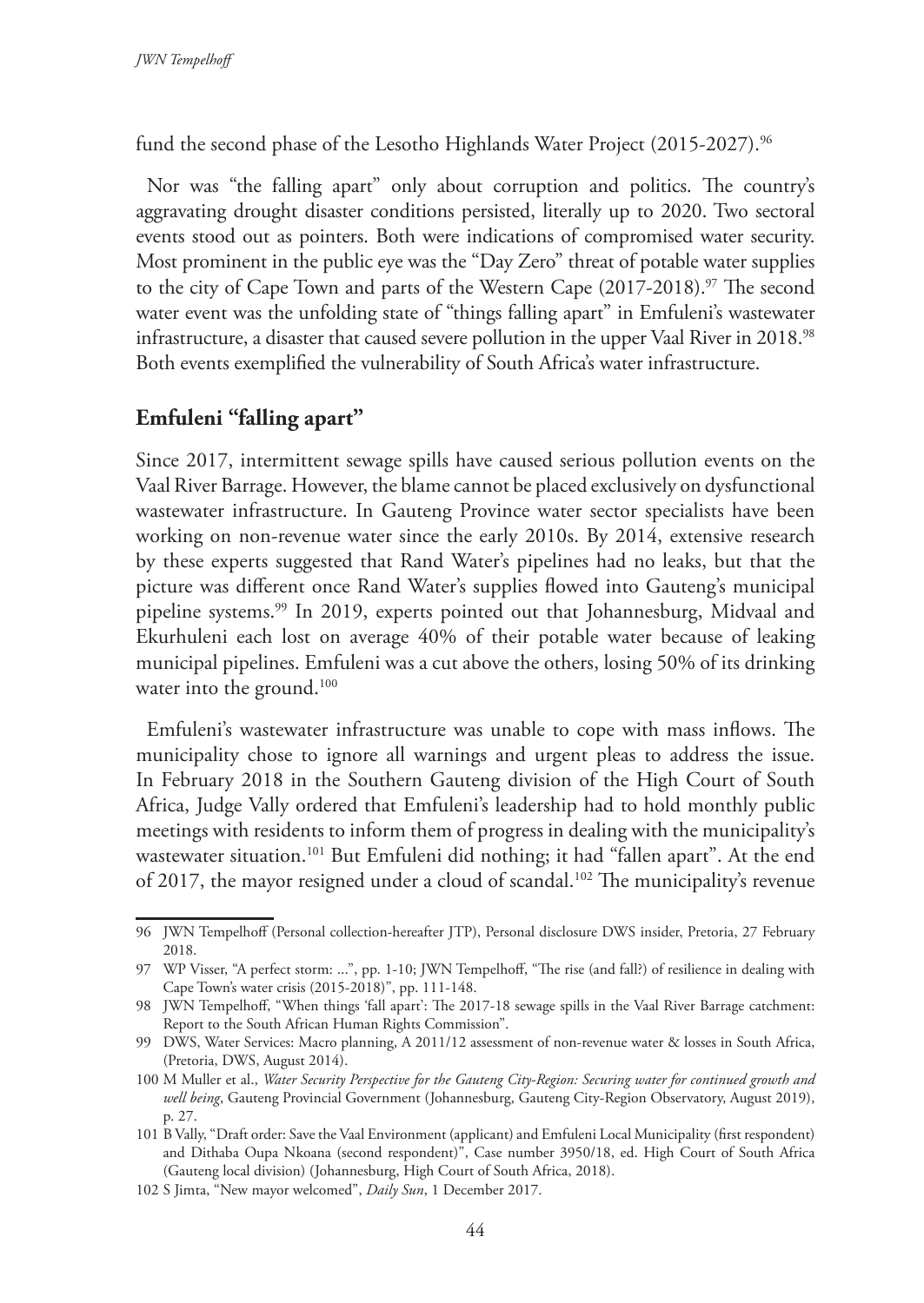fund the second phase of the Lesotho Highlands Water Project (2015-2027).[96]

Nor was "the falling apart" only about corruption and politics. The country's aggravating drought disaster conditions persisted, literally up to 2020. Two sectoral events stood out as pointers. Both were indications of compromised water security. Most prominent in the public eye was the "Day Zero" threat of potable water supplies to the city of Cape Town and parts of the Western Cape (2017-2018).[97] The second water event was the unfolding state of "things falling apart" in Emfuleni's wastewater infrastructure, a disaster that caused severe pollution in the upper Vaal River in 2018.[98] Both events exemplified the vulnerability of South Africa's water infrastructure.

## Emfuleni "falling apart"

Since 2017, intermittent sewage spills have caused serious pollution events on the Vaal River Barrage. However, the blame cannot be placed exclusively on dysfunctional wastewater infrastructure. In Gauteng Province water sector specialists have been working on non-revenue water since the early 2010s. By 2014, extensive research by these experts suggested that Rand Water's pipelines had no leaks, but that the picture was different once Rand Water's supplies flowed into Gauteng's municipal pipeline systems.[99] In 2019, experts pointed out that Johannesburg, Midvaal and Ekurhuleni each lost on average 40% of their potable water because of leaking municipal pipelines. Emfuleni was a cut above the others, losing 50% of its drinking water into the ground.[100]

Emfuleni's wastewater infrastructure was unable to cope with mass inflows. The municipality chose to ignore all warnings and urgent pleas to address the issue. In February 2018 in the Southern Gauteng division of the High Court of South Africa, Judge Vally ordered that Emfuleni's leadership had to hold monthly public meetings with residents to inform them of progress in dealing with the municipality's wastewater situation.[101] But Emfuleni did nothing; it had "fallen apart". At the end of 2017, the mayor resigned under a cloud of scandal.[102] The municipality's revenue

---

96 JWN Tempelhoff (Personal collection-hereafter JTP), Personal disclosure DWS insider, Pretoria, 27 February 2018.

97 WP Visser, "A perfect storm: ...", pp. 1-10; JWN Tempelhoff, "The rise (and fall?) of resilience in dealing with Cape Town's water crisis (2015-2018)", pp. 111-148.

98 JWN Tempelhoff, "When things 'fall apart': The 2017-18 sewage spills in the Vaal River Barrage catchment: Report to the South African Human Rights Commission".

99 DWS, Water Services: Macro planning, A 2011/12 assessment of non-revenue water & losses in South Africa, (Pretoria, DWS, August 2014).

100 M Muller et al., *Water Security Perspective for the Gauteng City-Region: Securing water for continued growth and well being*, Gauteng Provincial Government (Johannesburg, Gauteng City-Region Observatory, August 2019), p. 27.

101 B Vally, "Draft order: Save the Vaal Environment (applicant) and Emfuleni Local Municipality (first respondent) and Dithaba Oupa Nkoana (second respondent)", Case number 3950/18, ed. High Court of South Africa (Gauteng local division) (Johannesburg, High Court of South Africa, 2018).

102 S Jimta, "New mayor welcomed", *Daily Sun*, 1 December 2017.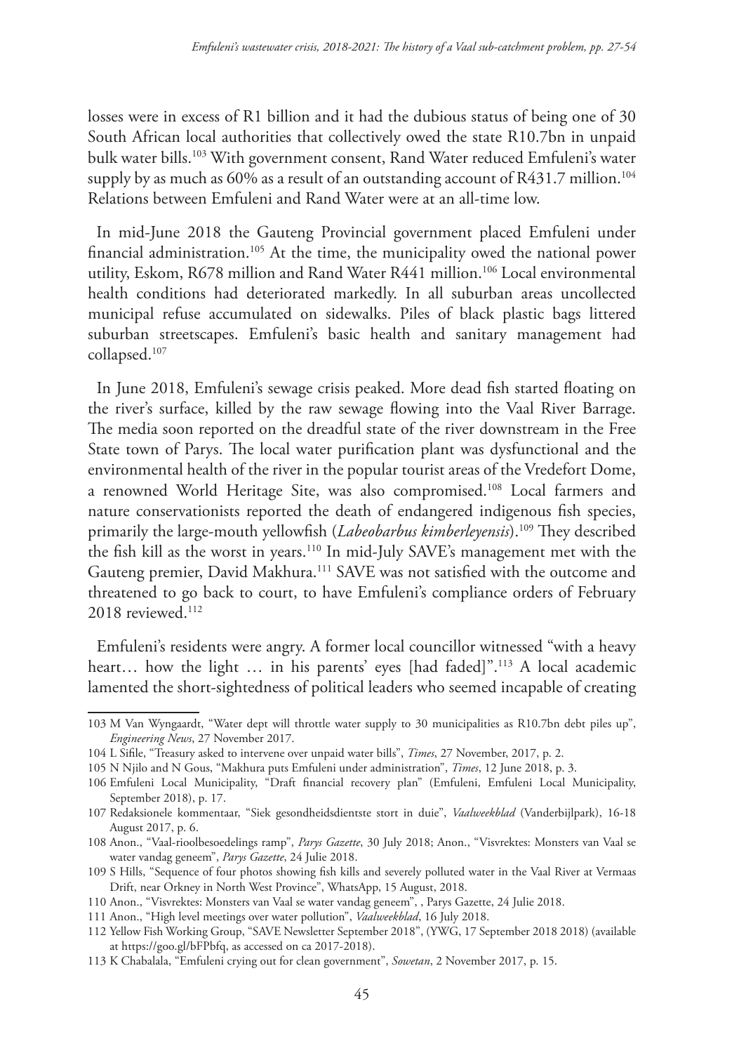losses were in excess of R1 billion and it had the dubious status of being one of 30 South African local authorities that collectively owed the state R10.7bn in unpaid bulk water bills.[103] With government consent, Rand Water reduced Emfuleni's water supply by as much as 60% as a result of an outstanding account of R431.7 million.[104] Relations between Emfuleni and Rand Water were at an all-time low.

In mid-June 2018 the Gauteng Provincial government placed Emfuleni under financial administration.[105] At the time, the municipality owed the national power utility, Eskom, R678 million and Rand Water R441 million.[106] Local environmental health conditions had deteriorated markedly. In all suburban areas uncollected municipal refuse accumulated on sidewalks. Piles of black plastic bags littered suburban streetscapes. Emfuleni's basic health and sanitary management had collapsed.[107]

In June 2018, Emfuleni's sewage crisis peaked. More dead fish started floating on the river's surface, killed by the raw sewage flowing into the Vaal River Barrage. The media soon reported on the dreadful state of the river downstream in the Free State town of Parys. The local water purification plant was dysfunctional and the environmental health of the river in the popular tourist areas of the Vredefort Dome, a renowned World Heritage Site, was also compromised.[108] Local farmers and nature conservationists reported the death of endangered indigenous fish species, primarily the large-mouth yellowfish (*Labeobarbus kimberleyensis*).[109] They described the fish kill as the worst in years.[110] In mid-July SAVE's management met with the Gauteng premier, David Makhura.[111] SAVE was not satisfied with the outcome and threatened to go back to court, to have Emfuleni's compliance orders of February 2018 reviewed.[112]

Emfuleni's residents were angry. A former local councillor witnessed "with a heavy heart… how the light … in his parents' eyes [had faded]".[113] A local academic lamented the short-sightedness of political leaders who seemed incapable of creating

---

103 M Van Wyngaardt, "Water dept will throttle water supply to 30 municipalities as R10.7bn debt piles up", *Engineering News*, 27 November 2017.

104 L Sifile, "Treasury asked to intervene over unpaid water bills", *Times*, 27 November, 2017, p. 2.

105 N Njilo and N Gous, "Makhura puts Emfuleni under administration", *Times*, 12 June 2018, p. 3.

106 Emfuleni Local Municipality, "Draft financial recovery plan" (Emfuleni, Emfuleni Local Municipality, September 2018), p. 17.

107 Redaksionele kommentaar, "Siek gesondheidsdientste stort in duie", *Vaalweekblad* (Vanderbijlpark), 16-18 August 2017, p. 6.

108 Anon., "Vaal-rioolbesoedelings ramp", *Parys Gazette*, 30 July 2018; Anon., "Visvrektes: Monsters van Vaal se water vandag geneem", *Parys Gazette*, 24 Julie 2018.

109 S Hills, "Sequence of four photos showing fish kills and severely polluted water in the Vaal River at Vermaas Drift, near Orkney in North West Province", WhatsApp, 15 August, 2018.

110 Anon., "Visvrektes: Monsters van Vaal se water vandag geneem", , Parys Gazette, 24 Julie 2018.

111 Anon., "High level meetings over water pollution", *Vaalweekblad*, 16 July 2018.

112 Yellow Fish Working Group, "SAVE Newsletter September 2018", (YWG, 17 September 2018 2018) (available at https://goo.gl/bFPbfq, as accessed on ca 2017-2018).

113 K Chabalala, "Emfuleni crying out for clean government", *Sowetan*, 2 November 2017, p. 15.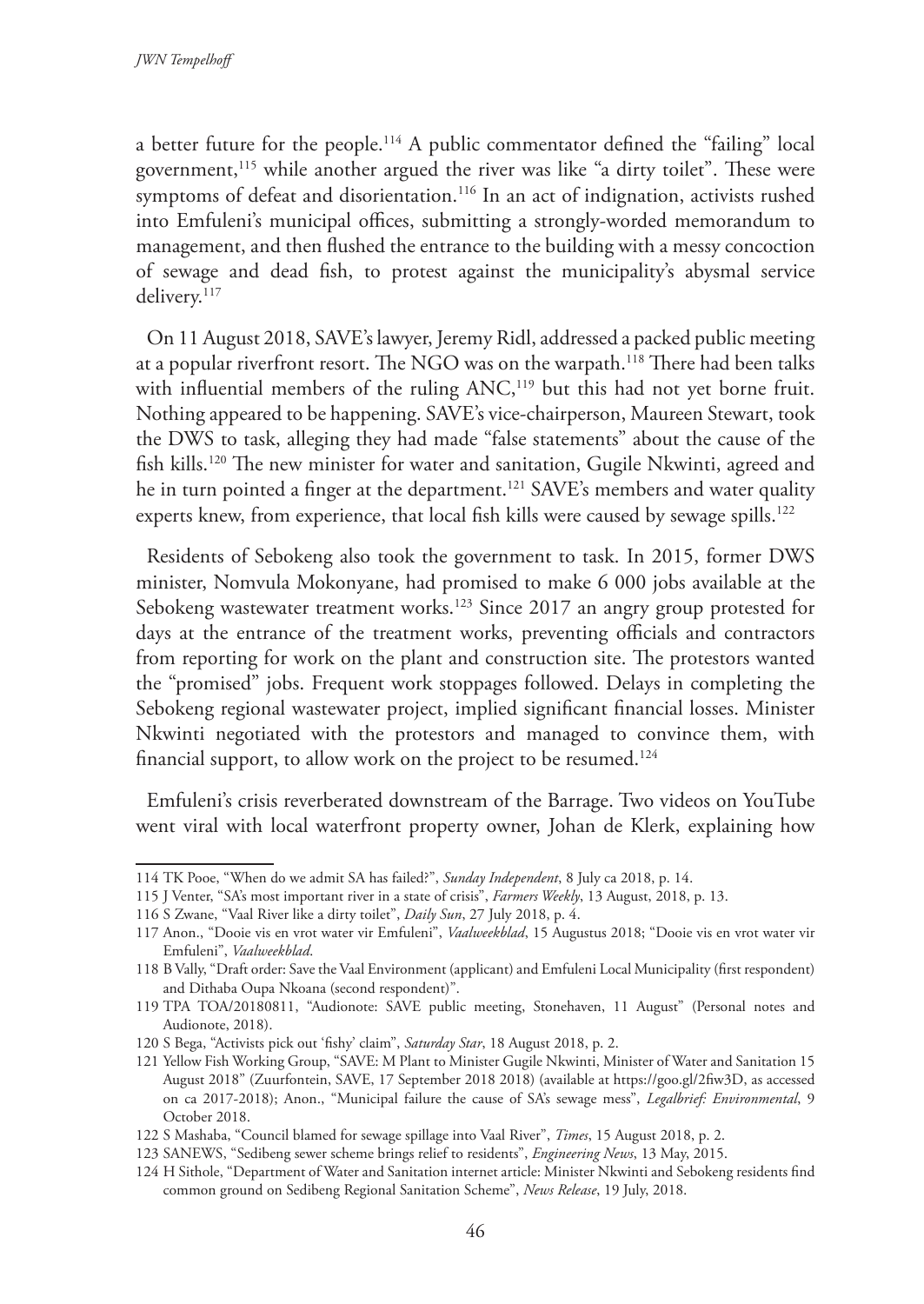a better future for the people.[114] A public commentator defined the "failing" local government,[115] while another argued the river was like "a dirty toilet". These were symptoms of defeat and disorientation.[116] In an act of indignation, activists rushed into Emfuleni's municipal offices, submitting a strongly-worded memorandum to management, and then flushed the entrance to the building with a messy concoction of sewage and dead fish, to protest against the municipality's abysmal service delivery.[117]

On 11 August 2018, SAVE's lawyer, Jeremy Ridl, addressed a packed public meeting at a popular riverfront resort. The NGO was on the warpath.[118] There had been talks with influential members of the ruling ANC,[119] but this had not yet borne fruit. Nothing appeared to be happening. SAVE's vice-chairperson, Maureen Stewart, took the DWS to task, alleging they had made "false statements" about the cause of the fish kills.[120] The new minister for water and sanitation, Gugile Nkwinti, agreed and he in turn pointed a finger at the department.[121] SAVE's members and water quality experts knew, from experience, that local fish kills were caused by sewage spills.[122]

Residents of Sebokeng also took the government to task. In 2015, former DWS minister, Nomvula Mokonyane, had promised to make 6 000 jobs available at the Sebokeng wastewater treatment works.[123] Since 2017 an angry group protested for days at the entrance of the treatment works, preventing officials and contractors from reporting for work on the plant and construction site. The protestors wanted the "promised" jobs. Frequent work stoppages followed. Delays in completing the Sebokeng regional wastewater project, implied significant financial losses. Minister Nkwinti negotiated with the protestors and managed to convince them, with financial support, to allow work on the project to be resumed.[124]

Emfuleni's crisis reverberated downstream of the Barrage. Two videos on YouTube went viral with local waterfront property owner, Johan de Klerk, explaining how

---

114 TK Pooe, "When do we admit SA has failed?", *Sunday Independent*, 8 July ca 2018, p. 14.

115 J Venter, "SA's most important river in a state of crisis", *Farmers Weekly*, 13 August, 2018, p. 13.

116 S Zwane, "Vaal River like a dirty toilet", *Daily Sun*, 27 July 2018, p. 4.

117 Anon., "Dooie vis en vrot water vir Emfuleni", *Vaalweekblad*, 15 Augustus 2018; "Dooie vis en vrot water vir Emfuleni", *Vaalweekblad*.

118 B Vally, "Draft order: Save the Vaal Environment (applicant) and Emfuleni Local Municipality (first respondent) and Dithaba Oupa Nkoana (second respondent)".

119 TPA TOA/20180811, "Audionote: SAVE public meeting, Stonehaven, 11 August" (Personal notes and Audionote, 2018).

120 S Bega, "Activists pick out 'fishy' claim", *Saturday Star*, 18 August 2018, p. 2.

121 Yellow Fish Working Group, "SAVE: M Plant to Minister Gugile Nkwinti, Minister of Water and Sanitation 15 August 2018" (Zuurfontein, SAVE, 17 September 2018 2018) (available at https://goo.gl/2fiw3D, as accessed on ca 2017-2018); Anon., "Municipal failure the cause of SA's sewage mess", *Legalbrief: Environmental*, 9 October 2018.

122 S Mashaba, "Council blamed for sewage spillage into Vaal River", *Times*, 15 August 2018, p. 2.

123 SANEWS, "Sedibeng sewer scheme brings relief to residents", *Engineering News*, 13 May, 2015.

124 H Sithole, "Department of Water and Sanitation internet article: Minister Nkwinti and Sebokeng residents find common ground on Sedibeng Regional Sanitation Scheme", *News Release*, 19 July, 2018.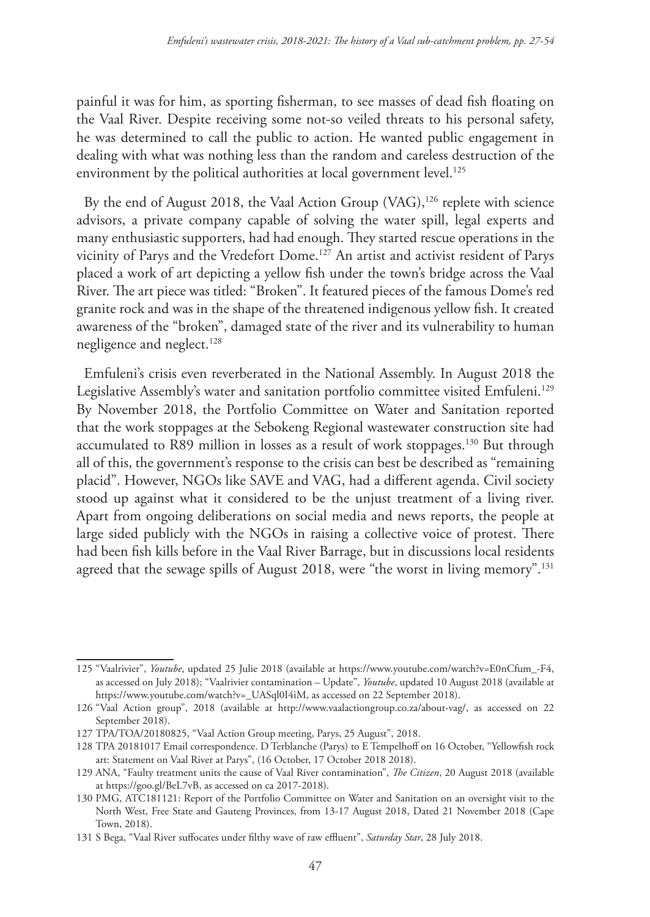painful it was for him, as sporting fisherman, to see masses of dead fish floating on the Vaal River. Despite receiving some not-so veiled threats to his personal safety, he was determined to call the public to action. He wanted public engagement in dealing with what was nothing less than the random and careless destruction of the environment by the political authorities at local government level.[125]

By the end of August 2018, the Vaal Action Group (VAG),[126] replete with science advisors, a private company capable of solving the water spill, legal experts and many enthusiastic supporters, had had enough. They started rescue operations in the vicinity of Parys and the Vredefort Dome.[127] An artist and activist resident of Parys placed a work of art depicting a yellow fish under the town's bridge across the Vaal River. The art piece was titled: "Broken". It featured pieces of the famous Dome's red granite rock and was in the shape of the threatened indigenous yellow fish. It created awareness of the "broken", damaged state of the river and its vulnerability to human negligence and neglect.[128]

Emfuleni's crisis even reverberated in the National Assembly. In August 2018 the Legislative Assembly's water and sanitation portfolio committee visited Emfuleni.[129] By November 2018, the Portfolio Committee on Water and Sanitation reported that the work stoppages at the Sebokeng Regional wastewater construction site had accumulated to R89 million in losses as a result of work stoppages.[130] But through all of this, the government's response to the crisis can best be described as "remaining placid". However, NGOs like SAVE and VAG, had a different agenda. Civil society stood up against what it considered to be the unjust treatment of a living river. Apart from ongoing deliberations on social media and news reports, the people at large sided publicly with the NGOs in raising a collective voice of protest. There had been fish kills before in the Vaal River Barrage, but in discussions local residents agreed that the sewage spills of August 2018, were "the worst in living memory".[131]

---

125 "Vaalrivier", *Youtube*, updated 25 Julie 2018 (available at https://www.youtube.com/watch?v=E0nCfum_-F4, as accessed on July 2018); "Vaalrivier contamination – Update", *Youtube*, updated 10 August 2018 (available at https://www.youtube.com/watch?v=_UASql0I4iM, as accessed on 22 September 2018).

126 "Vaal Action group", 2018 (available at http://www.vaalactiongroup.co.za/about-vag/, as accessed on 22 September 2018).

127 TPA/TOA/20180825, "Vaal Action Group meeting, Parys, 25 August", 2018.

128 TPA 20181017 Email correspondence. D Terblanche (Parys) to E Tempelhoff on 16 October, "Yellowfish rock art: Statement on Vaal River at Parys", (16 October, 17 October 2018 2018).

129 ANA, "Faulty treatment units the cause of Vaal River contamination", *The Citizen*, 20 August 2018 (available at https://goo.gl/BeL7vB, as accessed on ca 2017-2018).

130 PMG, ATC181121: Report of the Portfolio Committee on Water and Sanitation on an oversight visit to the North West, Free State and Gauteng Provinces, from 13-17 August 2018, Dated 21 November 2018 (Cape Town, 2018).

131 S Bega, "Vaal River suffocates under filthy wave of raw effluent", *Saturday Star*, 28 July 2018.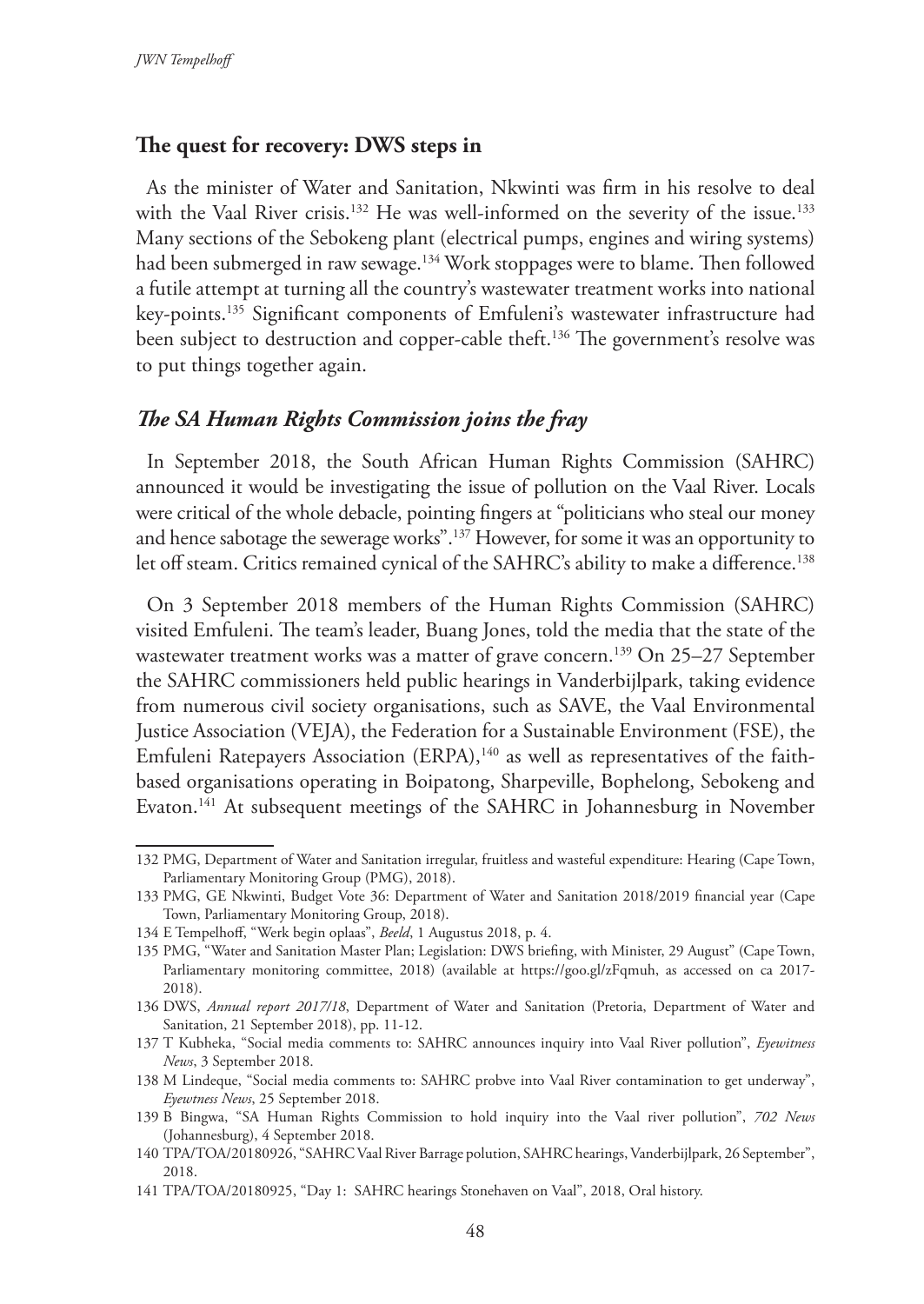## The quest for recovery: DWS steps in

As the minister of Water and Sanitation, Nkwinti was firm in his resolve to deal with the Vaal River crisis.[132] He was well-informed on the severity of the issue.[133] Many sections of the Sebokeng plant (electrical pumps, engines and wiring systems) had been submerged in raw sewage.[134] Work stoppages were to blame. Then followed a futile attempt at turning all the country's wastewater treatment works into national key-points.[135] Significant components of Emfuleni's wastewater infrastructure had been subject to destruction and copper-cable theft.[136] The government's resolve was to put things together again.

### *The SA Human Rights Commission joins the fray*

In September 2018, the South African Human Rights Commission (SAHRC) announced it would be investigating the issue of pollution on the Vaal River. Locals were critical of the whole debacle, pointing fingers at "politicians who steal our money and hence sabotage the sewerage works".[137] However, for some it was an opportunity to let off steam. Critics remained cynical of the SAHRC's ability to make a difference.[138]

On 3 September 2018 members of the Human Rights Commission (SAHRC) visited Emfuleni. The team's leader, Buang Jones, told the media that the state of the wastewater treatment works was a matter of grave concern.[139] On 25–27 September the SAHRC commissioners held public hearings in Vanderbijlpark, taking evidence from numerous civil society organisations, such as SAVE, the Vaal Environmental Justice Association (VEJA), the Federation for a Sustainable Environment (FSE), the Emfuleni Ratepayers Association (ERPA),[140] as well as representatives of the faith-based organisations operating in Boipatong, Sharpeville, Bophelong, Sebokeng and Evaton.[141] At subsequent meetings of the SAHRC in Johannesburg in November

---

132 PMG, Department of Water and Sanitation irregular, fruitless and wasteful expenditure: Hearing (Cape Town, Parliamentary Monitoring Group (PMG), 2018).

133 PMG, GE Nkwinti, Budget Vote 36: Department of Water and Sanitation 2018/2019 financial year (Cape Town, Parliamentary Monitoring Group, 2018).

134 E Tempelhoff, "Werk begin oplaas", *Beeld*, 1 Augustus 2018, p. 4.

135 PMG, "Water and Sanitation Master Plan; Legislation: DWS briefing, with Minister, 29 August" (Cape Town, Parliamentary monitoring committee, 2018) (available at https://goo.gl/zFqmuh, as accessed on ca 2017-2018).

136 DWS, *Annual report 2017/18*, Department of Water and Sanitation (Pretoria, Department of Water and Sanitation, 21 September 2018), pp. 11-12.

137 T Kubheka, "Social media comments to: SAHRC announces inquiry into Vaal River pollution", *Eyewitness News*, 3 September 2018.

138 M Lindeque, "Social media comments to: SAHRC probve into Vaal River contamination to get underway", *Eyewtness News*, 25 September 2018.

139 B Bingwa, "SA Human Rights Commission to hold inquiry into the Vaal river pollution", *702 News* (Johannesburg), 4 September 2018.

140 TPA/TOA/20180926, "SAHRC Vaal River Barrage polution, SAHRC hearings, Vanderbijlpark, 26 September", 2018.

141 TPA/TOA/20180925, "Day 1: SAHRC hearings Stonehaven on Vaal", 2018, Oral history.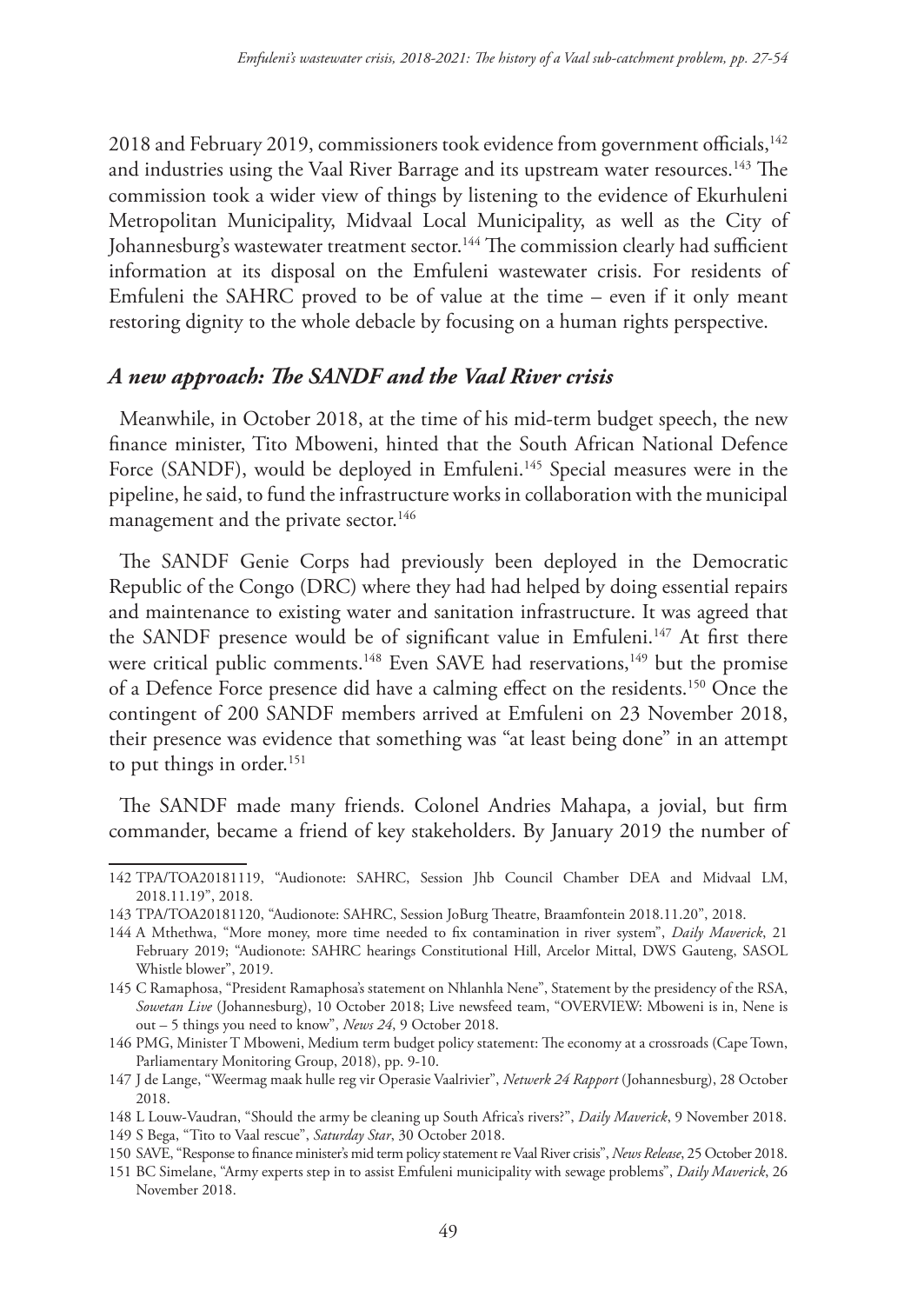2018 and February 2019, commissioners took evidence from government officials,[142] and industries using the Vaal River Barrage and its upstream water resources.[143] The commission took a wider view of things by listening to the evidence of Ekurhuleni Metropolitan Municipality, Midvaal Local Municipality, as well as the City of Johannesburg's wastewater treatment sector.[144] The commission clearly had sufficient information at its disposal on the Emfuleni wastewater crisis. For residents of Emfuleni the SAHRC proved to be of value at the time – even if it only meant restoring dignity to the whole debacle by focusing on a human rights perspective.

### *A new approach: The SANDF and the Vaal River crisis*

Meanwhile, in October 2018, at the time of his mid-term budget speech, the new finance minister, Tito Mboweni, hinted that the South African National Defence Force (SANDF), would be deployed in Emfuleni.[145] Special measures were in the pipeline, he said, to fund the infrastructure works in collaboration with the municipal management and the private sector.[146]

The SANDF Genie Corps had previously been deployed in the Democratic Republic of the Congo (DRC) where they had had helped by doing essential repairs and maintenance to existing water and sanitation infrastructure. It was agreed that the SANDF presence would be of significant value in Emfuleni.[147] At first there were critical public comments.[148] Even SAVE had reservations,[149] but the promise of a Defence Force presence did have a calming effect on the residents.[150] Once the contingent of 200 SANDF members arrived at Emfuleni on 23 November 2018, their presence was evidence that something was "at least being done" in an attempt to put things in order.[151]

The SANDF made many friends. Colonel Andries Mahapa, a jovial, but firm commander, became a friend of key stakeholders. By January 2019 the number of

---

142 TPA/TOA20181119, "Audionote: SAHRC, Session Jhb Council Chamber DEA and Midvaal LM, 2018.11.19", 2018.

143 TPA/TOA20181120, "Audionote: SAHRC, Session JoBurg Theatre, Braamfontein 2018.11.20", 2018.

144 A Mthethwa, "More money, more time needed to fix contamination in river system", *Daily Maverick*, 21 February 2019; "Audionote: SAHRC hearings Constitutional Hill, Arcelor Mittal, DWS Gauteng, SASOL Whistle blower", 2019.

145 C Ramaphosa, "President Ramaphosa's statement on Nhlanhla Nene", Statement by the presidency of the RSA, *Sowetan Live* (Johannesburg), 10 October 2018; Live newsfeed team, "OVERVIEW: Mboweni is in, Nene is out – 5 things you need to know", *News 24*, 9 October 2018.

146 PMG, Minister T Mboweni, Medium term budget policy statement: The economy at a crossroads (Cape Town, Parliamentary Monitoring Group, 2018), pp. 9-10.

147 J de Lange, "Weermag maak hulle reg vir Operasie Vaalrivier", *Netwerk 24 Rapport* (Johannesburg), 28 October 2018.

148 L Louw-Vaudran, "Should the army be cleaning up South Africa's rivers?", *Daily Maverick*, 9 November 2018.

149 S Bega, "Tito to Vaal rescue", *Saturday Star*, 30 October 2018.

150 SAVE, "Response to finance minister's mid term policy statement re Vaal River crisis", *News Release*, 25 October 2018.

151 BC Simelane, "Army experts step in to assist Emfuleni municipality with sewage problems", *Daily Maverick*, 26 November 2018.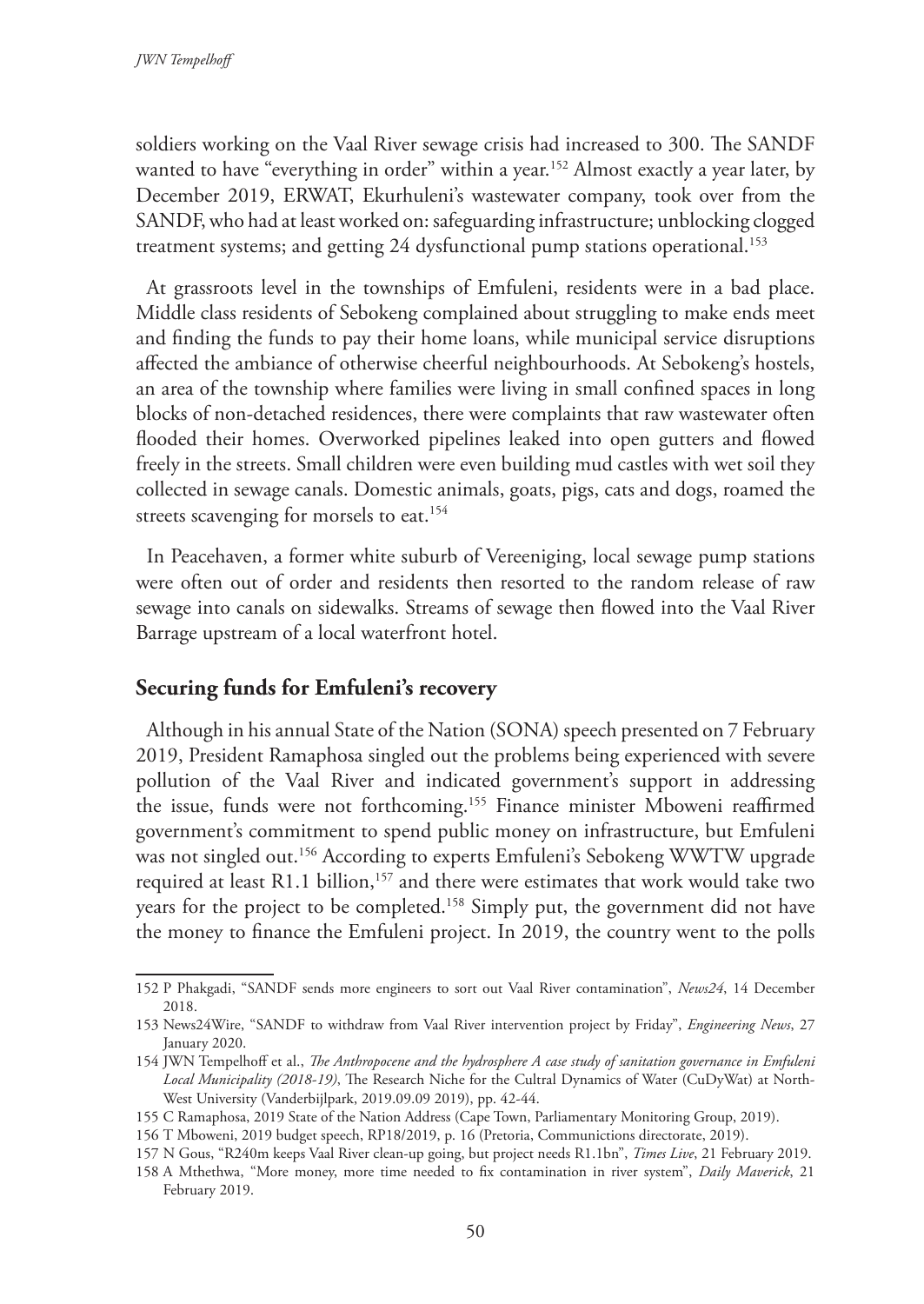soldiers working on the Vaal River sewage crisis had increased to 300. The SANDF wanted to have "everything in order" within a year.[152] Almost exactly a year later, by December 2019, ERWAT, Ekurhuleni's wastewater company, took over from the SANDF, who had at least worked on: safeguarding infrastructure; unblocking clogged treatment systems; and getting 24 dysfunctional pump stations operational.[153]

At grassroots level in the townships of Emfuleni, residents were in a bad place. Middle class residents of Sebokeng complained about struggling to make ends meet and finding the funds to pay their home loans, while municipal service disruptions affected the ambiance of otherwise cheerful neighbourhoods. At Sebokeng's hostels, an area of the township where families were living in small confined spaces in long blocks of non-detached residences, there were complaints that raw wastewater often flooded their homes. Overworked pipelines leaked into open gutters and flowed freely in the streets. Small children were even building mud castles with wet soil they collected in sewage canals. Domestic animals, goats, pigs, cats and dogs, roamed the streets scavenging for morsels to eat.[154]

In Peacehaven, a former white suburb of Vereeniging, local sewage pump stations were often out of order and residents then resorted to the random release of raw sewage into canals on sidewalks. Streams of sewage then flowed into the Vaal River Barrage upstream of a local waterfront hotel.

## Securing funds for Emfuleni's recovery

Although in his annual State of the Nation (SONA) speech presented on 7 February 2019, President Ramaphosa singled out the problems being experienced with severe pollution of the Vaal River and indicated government's support in addressing the issue, funds were not forthcoming.[155] Finance minister Mboweni reaffirmed government's commitment to spend public money on infrastructure, but Emfuleni was not singled out.[156] According to experts Emfuleni's Sebokeng WWTW upgrade required at least R1.1 billion,[157] and there were estimates that work would take two years for the project to be completed.[158] Simply put, the government did not have the money to finance the Emfuleni project. In 2019, the country went to the polls

---

152 P Phakgadi, "SANDF sends more engineers to sort out Vaal River contamination", *News24*, 14 December 2018.

153 News24Wire, "SANDF to withdraw from Vaal River intervention project by Friday", *Engineering News*, 27 January 2020.

154 JWN Tempelhoff et al., *The Anthropocene and the hydrosphere A case study of sanitation governance in Emfuleni Local Municipality (2018-19)*, The Research Niche for the Cultral Dynamics of Water (CuDyWat) at North-West University (Vanderbijlpark, 2019.09.09 2019), pp. 42-44.

155 C Ramaphosa, 2019 State of the Nation Address (Cape Town, Parliamentary Monitoring Group, 2019).

156 T Mboweni, 2019 budget speech, RP18/2019, p. 16 (Pretoria, Communictions directorate, 2019).

157 N Gous, "R240m keeps Vaal River clean-up going, but project needs R1.1bn", *Times Live*, 21 February 2019.

158 A Mthethwa, "More money, more time needed to fix contamination in river system", *Daily Maverick*, 21 February 2019.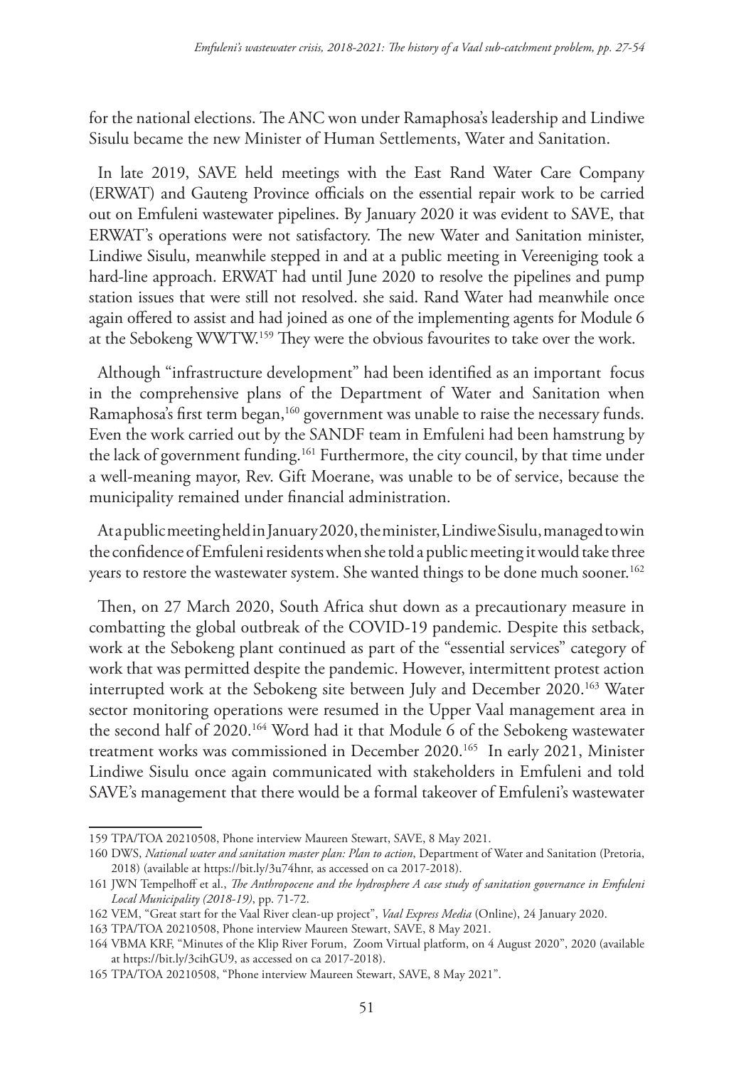for the national elections. The ANC won under Ramaphosa's leadership and Lindiwe Sisulu became the new Minister of Human Settlements, Water and Sanitation.

In late 2019, SAVE held meetings with the East Rand Water Care Company (ERWAT) and Gauteng Province officials on the essential repair work to be carried out on Emfuleni wastewater pipelines. By January 2020 it was evident to SAVE, that ERWAT's operations were not satisfactory. The new Water and Sanitation minister, Lindiwe Sisulu, meanwhile stepped in and at a public meeting in Vereeniging took a hard-line approach. ERWAT had until June 2020 to resolve the pipelines and pump station issues that were still not resolved. she said. Rand Water had meanwhile once again offered to assist and had joined as one of the implementing agents for Module 6 at the Sebokeng WWTW.[159] They were the obvious favourites to take over the work.

Although "infrastructure development" had been identified as an important focus in the comprehensive plans of the Department of Water and Sanitation when Ramaphosa's first term began,[160] government was unable to raise the necessary funds. Even the work carried out by the SANDF team in Emfuleni had been hamstrung by the lack of government funding.[161] Furthermore, the city council, by that time under a well-meaning mayor, Rev. Gift Moerane, was unable to be of service, because the municipality remained under financial administration.

At a public meeting held in January 2020, the minister, Lindiwe Sisulu, managed to win the confidence of Emfuleni residents when she told a public meeting it would take three years to restore the wastewater system. She wanted things to be done much sooner.[162]

Then, on 27 March 2020, South Africa shut down as a precautionary measure in combatting the global outbreak of the COVID-19 pandemic. Despite this setback, work at the Sebokeng plant continued as part of the "essential services" category of work that was permitted despite the pandemic. However, intermittent protest action interrupted work at the Sebokeng site between July and December 2020.[163] Water sector monitoring operations were resumed in the Upper Vaal management area in the second half of 2020.[164] Word had it that Module 6 of the Sebokeng wastewater treatment works was commissioned in December 2020.[165] In early 2021, Minister Lindiwe Sisulu once again communicated with stakeholders in Emfuleni and told SAVE's management that there would be a formal takeover of Emfuleni's wastewater

---

159 TPA/TOA 20210508, Phone interview Maureen Stewart, SAVE, 8 May 2021.

160 DWS, *National water and sanitation master plan: Plan to action*, Department of Water and Sanitation (Pretoria, 2018) (available at https://bit.ly/3u74hnr, as accessed on ca 2017-2018).

161 JWN Tempelhoff et al., *The Anthropocene and the hydrosphere A case study of sanitation governance in Emfuleni Local Municipality (2018-19)*, pp. 71-72.

162 VEM, "Great start for the Vaal River clean-up project", *Vaal Express Media* (Online), 24 January 2020.

163 TPA/TOA 20210508, Phone interview Maureen Stewart, SAVE, 8 May 2021.

164 VBMA KRF, "Minutes of the Klip River Forum, Zoom Virtual platform, on 4 August 2020", 2020 (available at https://bit.ly/3cihGU9, as accessed on ca 2017-2018).

165 TPA/TOA 20210508, "Phone interview Maureen Stewart, SAVE, 8 May 2021".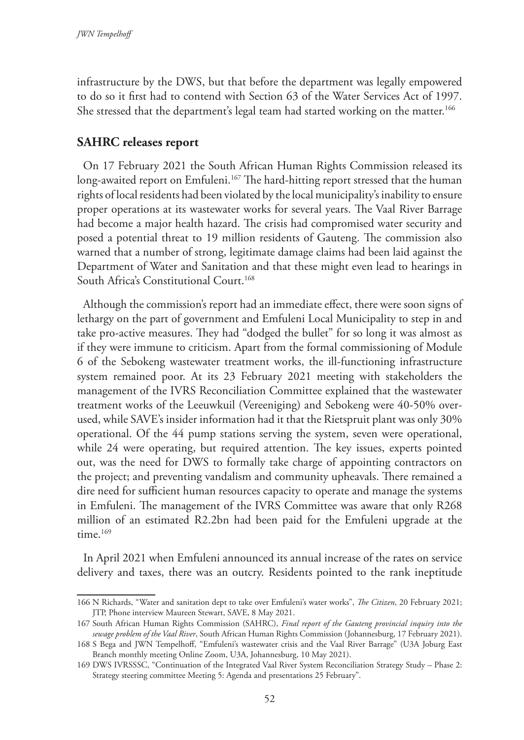infrastructure by the DWS, but that before the department was legally empowered to do so it first had to contend with Section 63 of the Water Services Act of 1997. She stressed that the department's legal team had started working on the matter.[166]

## SAHRC releases report

On 17 February 2021 the South African Human Rights Commission released its long-awaited report on Emfuleni.[167] The hard-hitting report stressed that the human rights of local residents had been violated by the local municipality's inability to ensure proper operations at its wastewater works for several years. The Vaal River Barrage had become a major health hazard. The crisis had compromised water security and posed a potential threat to 19 million residents of Gauteng. The commission also warned that a number of strong, legitimate damage claims had been laid against the Department of Water and Sanitation and that these might even lead to hearings in South Africa's Constitutional Court.[168]

Although the commission's report had an immediate effect, there were soon signs of lethargy on the part of government and Emfuleni Local Municipality to step in and take pro-active measures. They had "dodged the bullet" for so long it was almost as if they were immune to criticism. Apart from the formal commissioning of Module 6 of the Sebokeng wastewater treatment works, the ill-functioning infrastructure system remained poor. At its 23 February 2021 meeting with stakeholders the management of the IVRS Reconciliation Committee explained that the wastewater treatment works of the Leeuwkuil (Vereeniging) and Sebokeng were 40-50% over-used, while SAVE's insider information had it that the Rietspruit plant was only 30% operational. Of the 44 pump stations serving the system, seven were operational, while 24 were operating, but required attention. The key issues, experts pointed out, was the need for DWS to formally take charge of appointing contractors on the project; and preventing vandalism and community upheavals. There remained a dire need for sufficient human resources capacity to operate and manage the systems in Emfuleni. The management of the IVRS Committee was aware that only R268 million of an estimated R2.2bn had been paid for the Emfuleni upgrade at the time.[169]

In April 2021 when Emfuleni announced its annual increase of the rates on service delivery and taxes, there was an outcry. Residents pointed to the rank ineptitude

---

166 N Richards, "Water and sanitation dept to take over Emfuleni's water works", *The Citizen*, 20 February 2021; JTP, Phone interview Maureen Stewart, SAVE, 8 May 2021.

167 South African Human Rights Commission (SAHRC), *Final report of the Gauteng provincial inquiry into the sewage problem of the Vaal River*, South African Human Rights Commission (Johannesburg, 17 February 2021).

168 S Bega and JWN Tempelhoff, "Emfuleni's wastewater crisis and the Vaal River Barrage" (U3A Joburg East Branch monthly meeting Online Zoom, U3A, Johannesburg, 10 May 2021).

169 DWS IVRSSSC, "Continuation of the Integrated Vaal River System Reconciliation Strategy Study – Phase 2: Strategy steering committee Meeting 5: Agenda and presentations 25 February".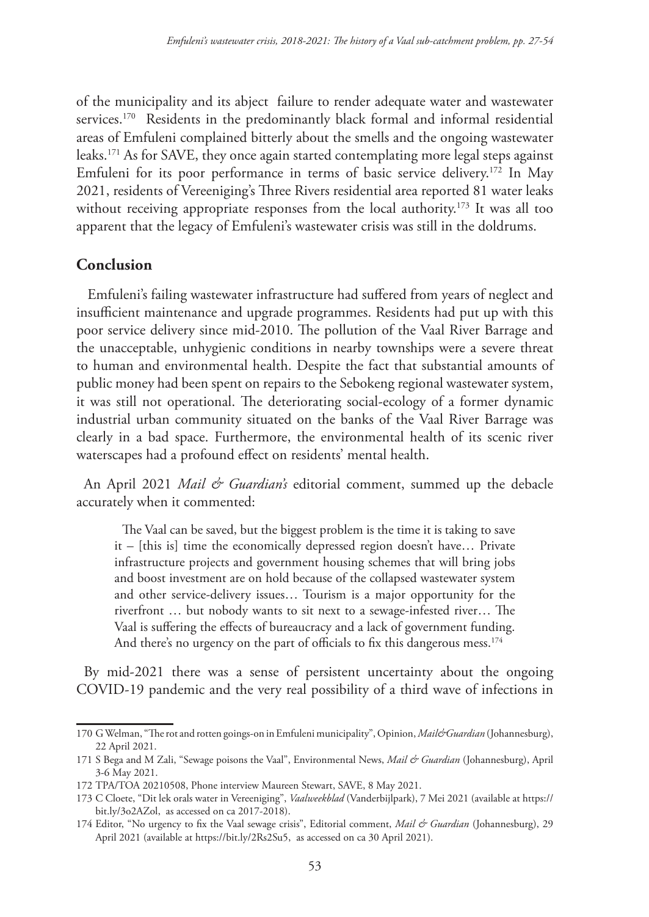of the municipality and its abject failure to render adequate water and wastewater services.[170] Residents in the predominantly black formal and informal residential areas of Emfuleni complained bitterly about the smells and the ongoing wastewater leaks.[171] As for SAVE, they once again started contemplating more legal steps against Emfuleni for its poor performance in terms of basic service delivery.[172] In May 2021, residents of Vereeniging's Three Rivers residential area reported 81 water leaks without receiving appropriate responses from the local authority.[173] It was all too apparent that the legacy of Emfuleni's wastewater crisis was still in the doldrums.

## Conclusion

Emfuleni's failing wastewater infrastructure had suffered from years of neglect and insufficient maintenance and upgrade programmes. Residents had put up with this poor service delivery since mid-2010. The pollution of the Vaal River Barrage and the unacceptable, unhygienic conditions in nearby townships were a severe threat to human and environmental health. Despite the fact that substantial amounts of public money had been spent on repairs to the Sebokeng regional wastewater system, it was still not operational. The deteriorating social-ecology of a former dynamic industrial urban community situated on the banks of the Vaal River Barrage was clearly in a bad space. Furthermore, the environmental health of its scenic river waterscapes had a profound effect on residents' mental health.

An April 2021 *Mail & Guardian's* editorial comment, summed up the debacle accurately when it commented:

> The Vaal can be saved, but the biggest problem is the time it is taking to save it – [this is] time the economically depressed region doesn't have… Private infrastructure projects and government housing schemes that will bring jobs and boost investment are on hold because of the collapsed wastewater system and other service-delivery issues… Tourism is a major opportunity for the riverfront … but nobody wants to sit next to a sewage-infested river… The Vaal is suffering the effects of bureaucracy and a lack of government funding. And there's no urgency on the part of officials to fix this dangerous mess.[174]

By mid-2021 there was a sense of persistent uncertainty about the ongoing COVID-19 pandemic and the very real possibility of a third wave of infections in

---

170 G Welman, "The rot and rotten goings-on in Emfuleni municipality", Opinion, *Mail&Guardian* (Johannesburg), 22 April 2021.

171 S Bega and M Zali, "Sewage poisons the Vaal", Environmental News, *Mail & Guardian* (Johannesburg), April 3-6 May 2021.

172 TPA/TOA 20210508, Phone interview Maureen Stewart, SAVE, 8 May 2021.

173 C Cloete, "Dit lek orals water in Vereeniging", *Vaalweekblad* (Vanderbijlpark), 7 Mei 2021 (available at https://bit.ly/3o2AZol, as accessed on ca 2017-2018).

174 Editor, "No urgency to fix the Vaal sewage crisis", Editorial comment, *Mail & Guardian* (Johannesburg), 29 April 2021 (available at https://bit.ly/2Rs2Su5, as accessed on ca 30 April 2021).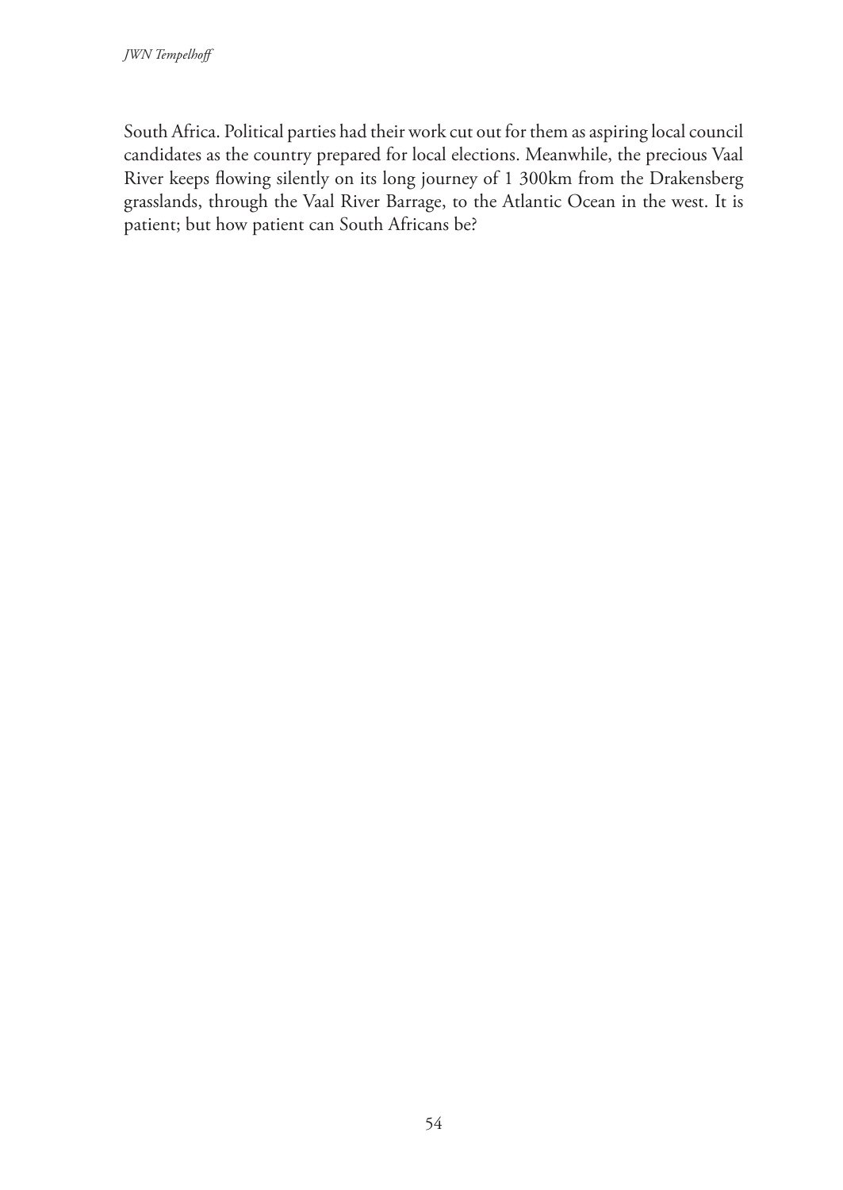South Africa. Political parties had their work cut out for them as aspiring local council candidates as the country prepared for local elections. Meanwhile, the precious Vaal River keeps flowing silently on its long journey of 1 300km from the Drakensberg grasslands, through the Vaal River Barrage, to the Atlantic Ocean in the west. It is patient; but how patient can South Africans be?